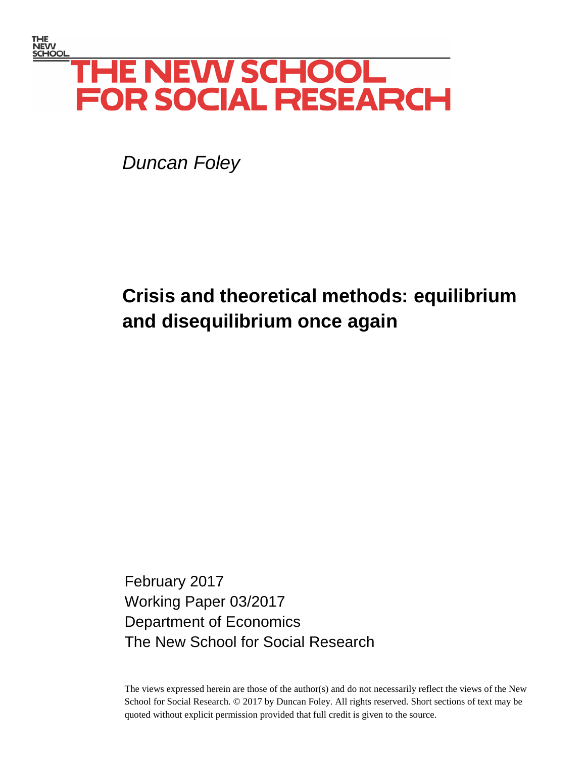THE NEW SCHOOL

# THE NEW SCHOOL FOR SOCIAL RESEARCH

*Duncan Foley*

# Crisis and theoretical methods: equilibrium and disequilibrium once again

February 2017
Working Paper 03/2017
Department of Economics
The New School for Social Research

The views expressed herein are those of the author(s) and do not necessarily reflect the views of the New School for Social Research. © 2017 by Duncan Foley. All rights reserved. Short sections of text may be quoted without explicit permission provided that full credit is given to the source.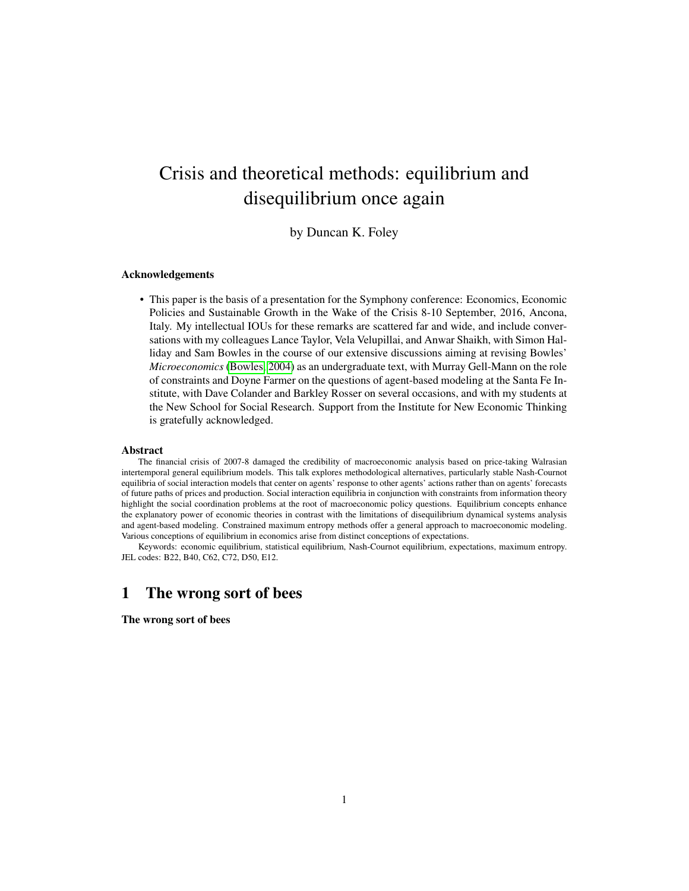# Crisis and theoretical methods: equilibrium and disequilibrium once again

by Duncan K. Foley

### Acknowledgements

- This paper is the basis of a presentation for the Symphony conference: Economics, Economic Policies and Sustainable Growth in the Wake of the Crisis 8-10 September, 2016, Ancona, Italy. My intellectual IOUs for these remarks are scattered far and wide, and include conversations with my colleagues Lance Taylor, Vela Velupillai, and Anwar Shaikh, with Simon Halliday and Sam Bowles in the course of our extensive discussions aiming at revising Bowles' *Microeconomics* (Bowles, 2004) as an undergraduate text, with Murray Gell-Mann on the role of constraints and Doyne Farmer on the questions of agent-based modeling at the Santa Fe Institute, with Dave Colander and Barkley Rosser on several occasions, and with my students at the New School for Social Research. Support from the Institute for New Economic Thinking is gratefully acknowledged.

### Abstract

The financial crisis of 2007-8 damaged the credibility of macroeconomic analysis based on price-taking Walrasian intertemporal general equilibrium models. This talk explores methodological alternatives, particularly stable Nash-Cournot equilibria of social interaction models that center on agents' response to other agents' actions rather than on agents' forecasts of future paths of prices and production. Social interaction equilibria in conjunction with constraints from information theory highlight the social coordination problems at the root of macroeconomic policy questions. Equilibrium concepts enhance the explanatory power of economic theories in contrast with the limitations of disequilibrium dynamical systems analysis and agent-based modeling. Constrained maximum entropy methods offer a general approach to macroeconomic modeling. Various conceptions of equilibrium in economics arise from distinct conceptions of expectations.

Keywords: economic equilibrium, statistical equilibrium, Nash-Cournot equilibrium, expectations, maximum entropy. JEL codes: B22, B40, C62, C72, D50, E12.

# 1 The wrong sort of bees

### The wrong sort of bees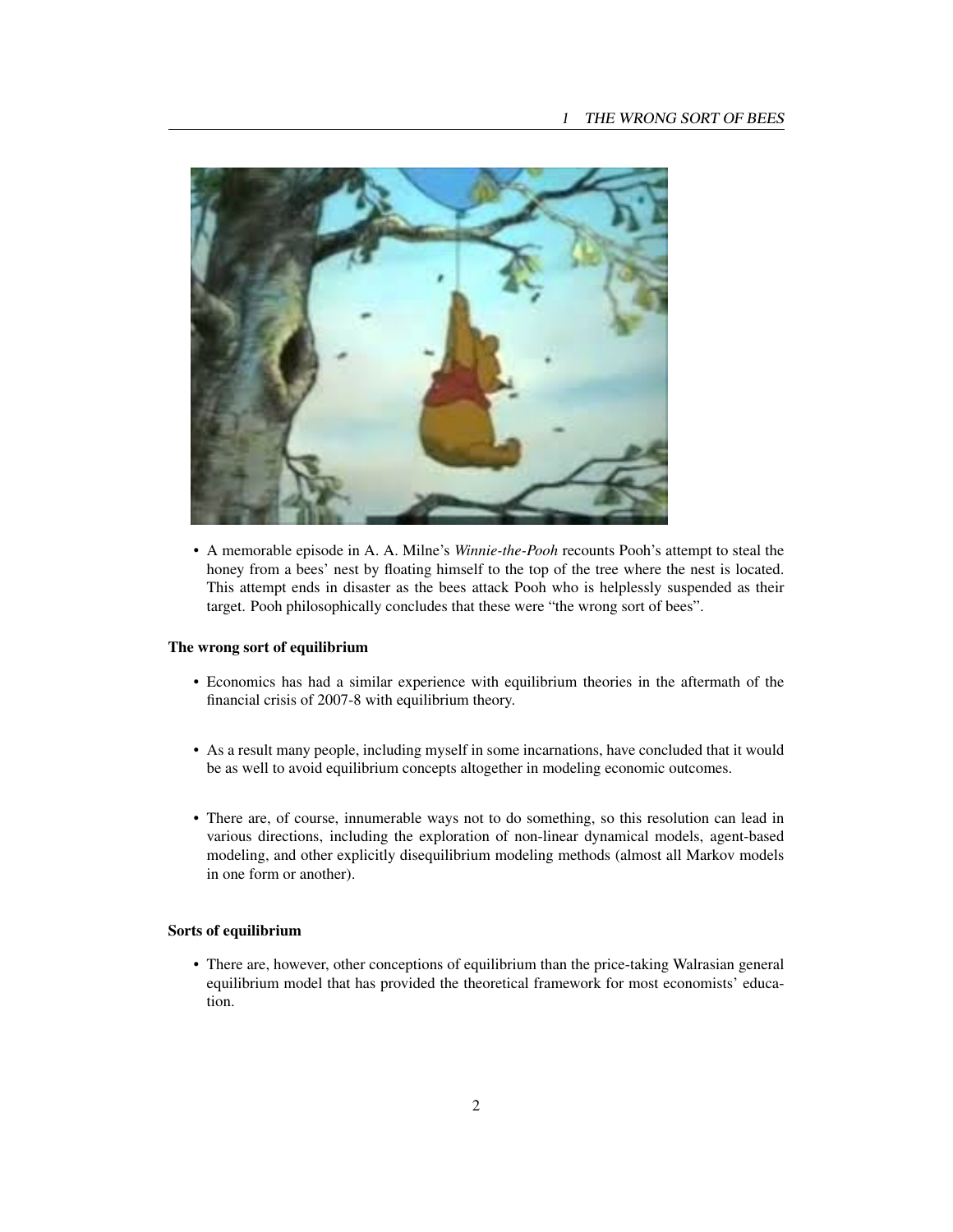- A memorable episode in A. A. Milne's *Winnie-the-Pooh* recounts Pooh's attempt to steal the honey from a bees' nest by floating himself to the top of the tree where the nest is located. This attempt ends in disaster as the bees attack Pooh who is helplessly suspended as their target. Pooh philosophically concludes that these were "the wrong sort of bees".

**The wrong sort of equilibrium**

- Economics has had a similar experience with equilibrium theories in the aftermath of the financial crisis of 2007-8 with equilibrium theory.

- As a result many people, including myself in some incarnations, have concluded that it would be as well to avoid equilibrium concepts altogether in modeling economic outcomes.

- There are, of course, innumerable ways not to do something, so this resolution can lead in various directions, including the exploration of non-linear dynamical models, agent-based modeling, and other explicitly disequilibrium modeling methods (almost all Markov models in one form or another).

**Sorts of equilibrium**

- There are, however, other conceptions of equilibrium than the price-taking Walrasian general equilibrium model that has provided the theoretical framework for most economists' education.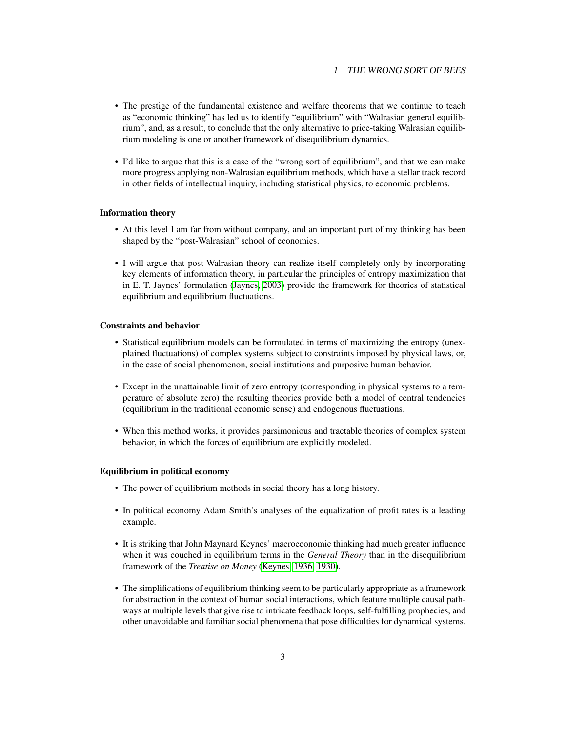- The prestige of the fundamental existence and welfare theorems that we continue to teach as "economic thinking" has led us to identify "equilibrium" with "Walrasian general equilibrium", and, as a result, to conclude that the only alternative to price-taking Walrasian equilibrium modeling is one or another framework of disequilibrium dynamics.

- I'd like to argue that this is a case of the "wrong sort of equilibrium", and that we can make more progress applying non-Walrasian equilibrium methods, which have a stellar track record in other fields of intellectual inquiry, including statistical physics, to economic problems.

**Information theory**

- At this level I am far from without company, and an important part of my thinking has been shaped by the "post-Walrasian" school of economics.

- I will argue that post-Walrasian theory can realize itself completely only by incorporating key elements of information theory, in particular the principles of entropy maximization that in E. T. Jaynes' formulation (Jaynes, 2003) provide the framework for theories of statistical equilibrium and equilibrium fluctuations.

**Constraints and behavior**

- Statistical equilibrium models can be formulated in terms of maximizing the entropy (unexplained fluctuations) of complex systems subject to constraints imposed by physical laws, or, in the case of social phenomenon, social institutions and purposive human behavior.

- Except in the unattainable limit of zero entropy (corresponding in physical systems to a temperature of absolute zero) the resulting theories provide both a model of central tendencies (equilibrium in the traditional economic sense) and endogenous fluctuations.

- When this method works, it provides parsimonious and tractable theories of complex system behavior, in which the forces of equilibrium are explicitly modeled.

**Equilibrium in political economy**

- The power of equilibrium methods in social theory has a long history.

- In political economy Adam Smith's analyses of the equalization of profit rates is a leading example.

- It is striking that John Maynard Keynes' macroeconomic thinking had much greater influence when it was couched in equilibrium terms in the *General Theory* than in the disequilibrium framework of the *Treatise on Money* (Keynes, 1936, 1930).

- The simplifications of equilibrium thinking seem to be particularly appropriate as a framework for abstraction in the context of human social interactions, which feature multiple causal pathways at multiple levels that give rise to intricate feedback loops, self-fulfilling prophecies, and other unavoidable and familiar social phenomena that pose difficulties for dynamical systems.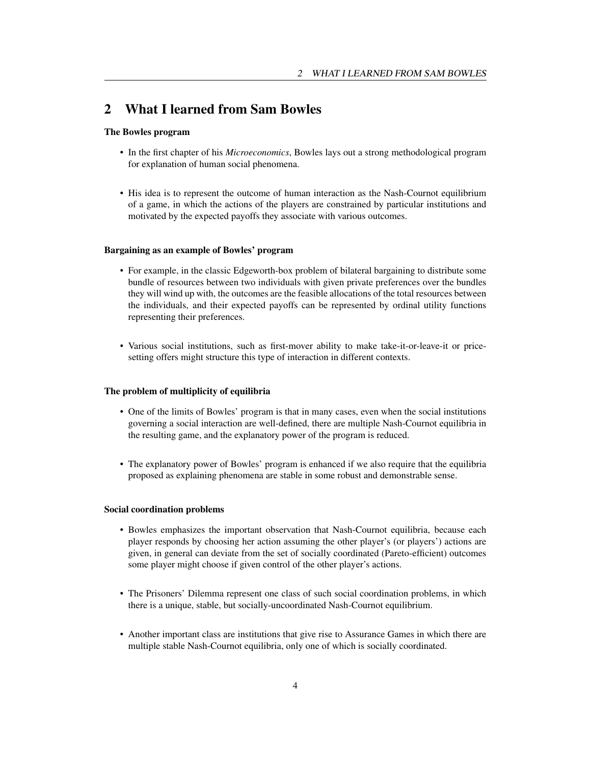## 2 What I learned from Sam Bowles

**The Bowles program**

- In the first chapter of his *Microeconomics*, Bowles lays out a strong methodological program for explanation of human social phenomena.
- His idea is to represent the outcome of human interaction as the Nash-Cournot equilibrium of a game, in which the actions of the players are constrained by particular institutions and motivated by the expected payoffs they associate with various outcomes.

**Bargaining as an example of Bowles' program**

- For example, in the classic Edgeworth-box problem of bilateral bargaining to distribute some bundle of resources between two individuals with given private preferences over the bundles they will wind up with, the outcomes are the feasible allocations of the total resources between the individuals, and their expected payoffs can be represented by ordinal utility functions representing their preferences.
- Various social institutions, such as first-mover ability to make take-it-or-leave-it or price-setting offers might structure this type of interaction in different contexts.

**The problem of multiplicity of equilibria**

- One of the limits of Bowles' program is that in many cases, even when the social institutions governing a social interaction are well-defined, there are multiple Nash-Cournot equilibria in the resulting game, and the explanatory power of the program is reduced.
- The explanatory power of Bowles' program is enhanced if we also require that the equilibria proposed as explaining phenomena are stable in some robust and demonstrable sense.

**Social coordination problems**

- Bowles emphasizes the important observation that Nash-Cournot equilibria, because each player responds by choosing her action assuming the other player's (or players') actions are given, in general can deviate from the set of socially coordinated (Pareto-efficient) outcomes some player might choose if given control of the other player's actions.
- The Prisoners' Dilemma represent one class of such social coordination problems, in which there is a unique, stable, but socially-uncoordinated Nash-Cournot equilibrium.
- Another important class are institutions that give rise to Assurance Games in which there are multiple stable Nash-Cournot equilibria, only one of which is socially coordinated.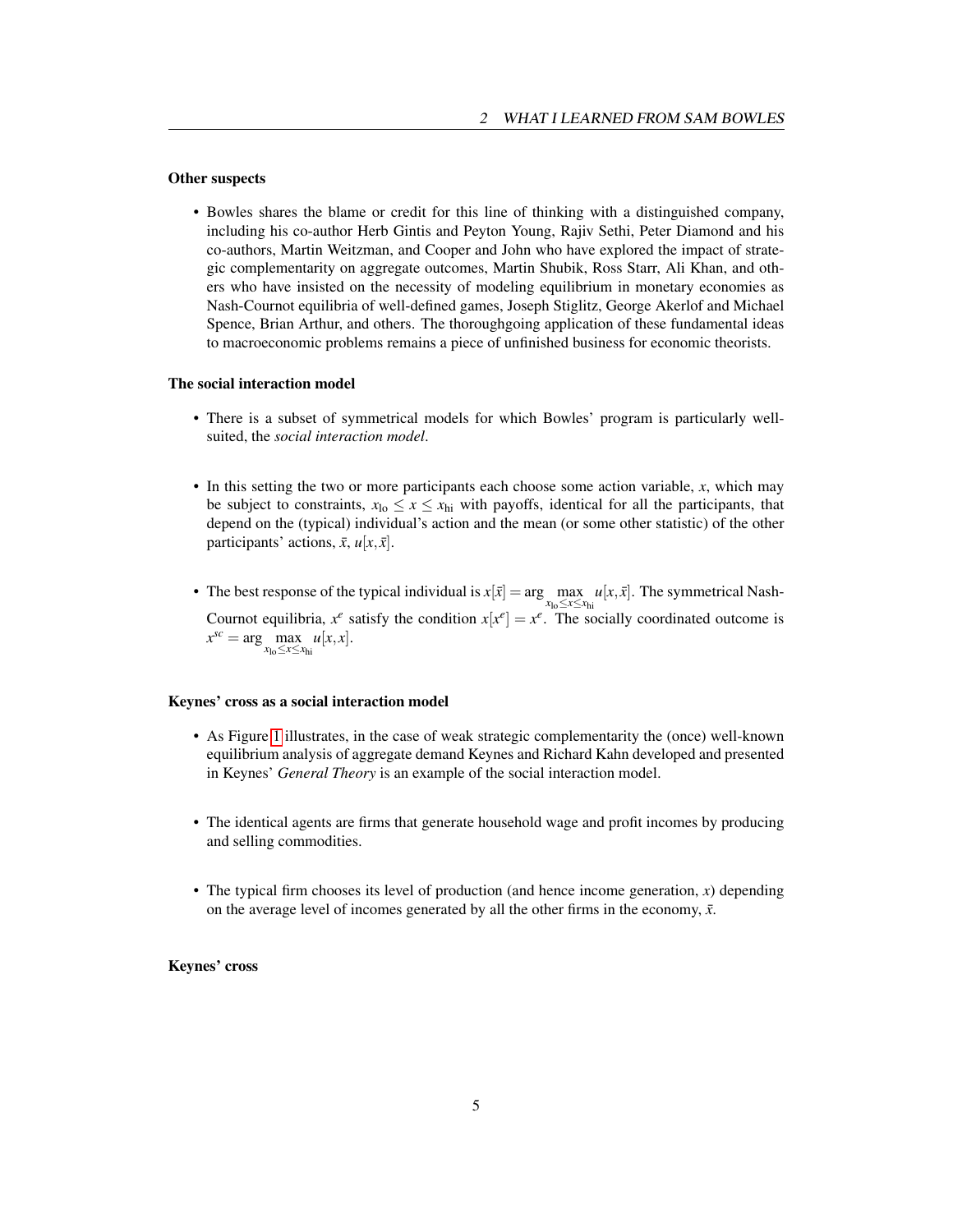### Other suspects

- Bowles shares the blame or credit for this line of thinking with a distinguished company, including his co-author Herb Gintis and Peyton Young, Rajiv Sethi, Peter Diamond and his co-authors, Martin Weitzman, and Cooper and John who have explored the impact of strategic complementarity on aggregate outcomes, Martin Shubik, Ross Starr, Ali Khan, and others who have insisted on the necessity of modeling equilibrium in monetary economies as Nash-Cournot equilibria of well-defined games, Joseph Stiglitz, George Akerlof and Michael Spence, Brian Arthur, and others. The thoroughgoing application of these fundamental ideas to macroeconomic problems remains a piece of unfinished business for economic theorists.

### The social interaction model

- There is a subset of symmetrical models for which Bowles' program is particularly well-suited, the *social interaction model*.

- In this setting the two or more participants each choose some action variable, $x$, which may be subject to constraints, $x_{\text{lo}} \leq x \leq x_{\text{hi}}$ with payoffs, identical for all the participants, that depend on the (typical) individual's action and the mean (or some other statistic) of the other participants' actions, $\bar{x}$, $u[x,\bar{x}]$.

- The best response of the typical individual is $x[\bar{x}] = \arg \max\limits_{x_{\text{lo}} \leq x \leq x_{\text{hi}}} u[x,\bar{x}]$. The symmetrical Nash-Cournot equilibria, $x^e$ satisfy the condition $x[x^e] = x^e$. The socially coordinated outcome is $x^{sc} = \arg \max\limits_{x_{\text{lo}} \leq x \leq x_{\text{hi}}} u[x,x]$.

### Keynes' cross as a social interaction model

- As Figure 1 illustrates, in the case of weak strategic complementarity the (once) well-known equilibrium analysis of aggregate demand Keynes and Richard Kahn developed and presented in Keynes' *General Theory* is an example of the social interaction model.

- The identical agents are firms that generate household wage and profit incomes by producing and selling commodities.

- The typical firm chooses its level of production (and hence income generation, $x$) depending on the average level of incomes generated by all the other firms in the economy, $\bar{x}$.

### Keynes' cross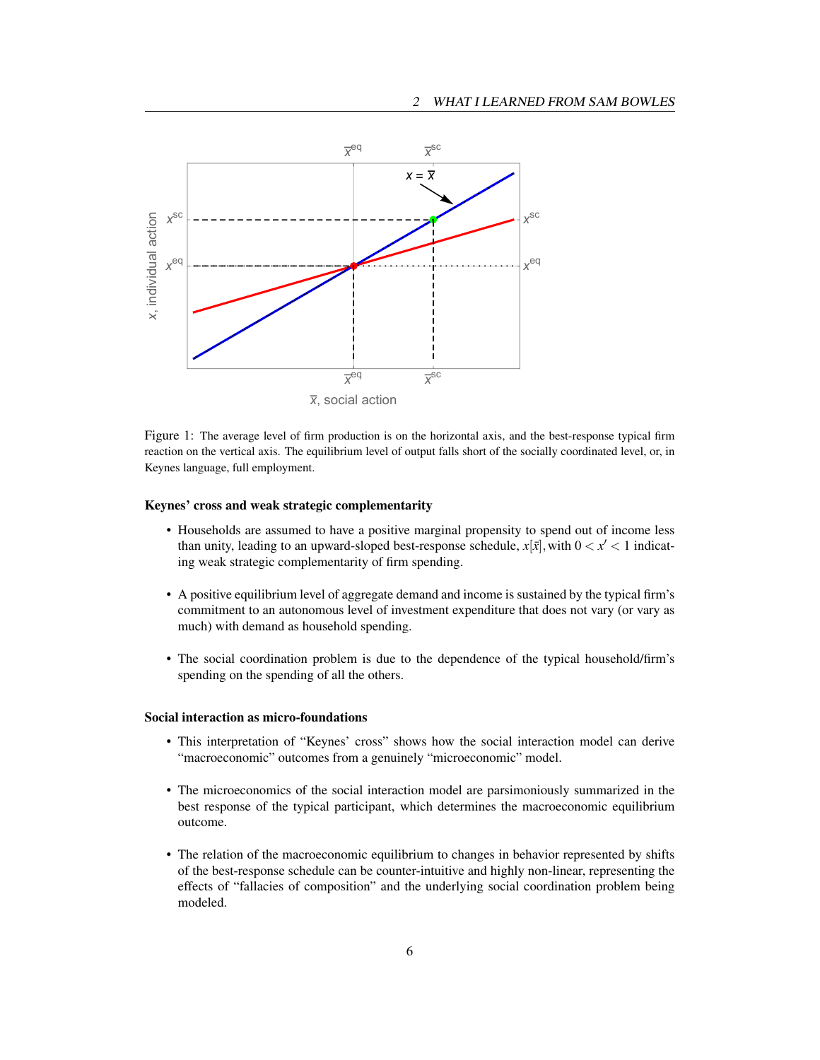Figure 1: The average level of firm production is on the horizontal axis, and the best-response typical firm reaction on the vertical axis. The equilibrium level of output falls short of the socially coordinated level, or, in Keynes language, full employment.

**Keynes' cross and weak strategic complementarity**

- Households are assumed to have a positive marginal propensity to spend out of income less than unity, leading to an upward-sloped best-response schedule, $x[\bar{x}]$, with $0 < x' < 1$ indicating weak strategic complementarity of firm spending.
- A positive equilibrium level of aggregate demand and income is sustained by the typical firm's commitment to an autonomous level of investment expenditure that does not vary (or vary as much) with demand as household spending.
- The social coordination problem is due to the dependence of the typical household/firm's spending on the spending of all the others.

**Social interaction as micro-foundations**

- This interpretation of "Keynes' cross" shows how the social interaction model can derive "macroeconomic" outcomes from a genuinely "microeconomic" model.
- The microeconomics of the social interaction model are parsimoniously summarized in the best response of the typical participant, which determines the macroeconomic equilibrium outcome.
- The relation of the macroeconomic equilibrium to changes in behavior represented by shifts of the best-response schedule can be counter-intuitive and highly non-linear, representing the effects of "fallacies of composition" and the underlying social coordination problem being modeled.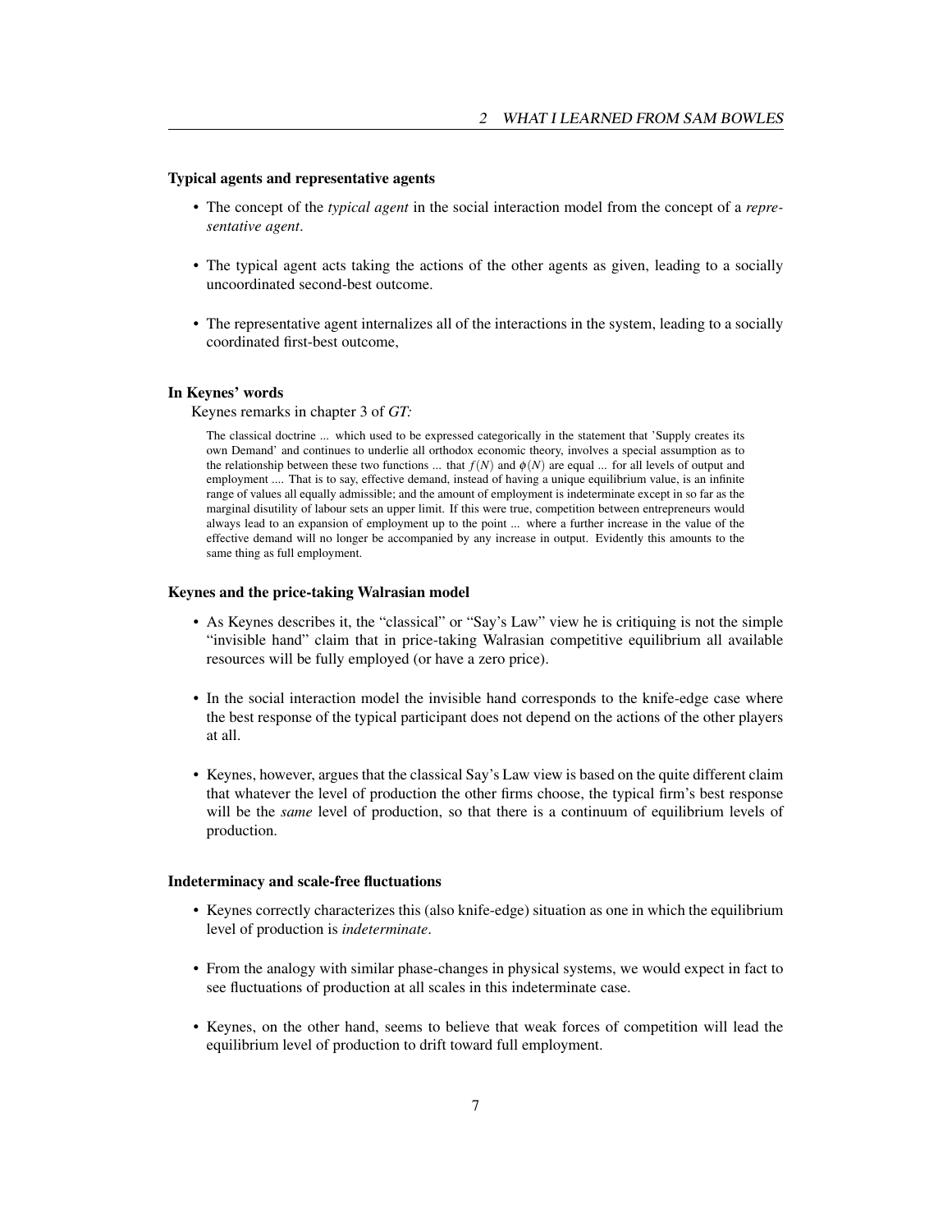### Typical agents and representative agents

- The concept of the *typical agent* in the social interaction model from the concept of a *representative agent*.
- The typical agent acts taking the actions of the other agents as given, leading to a socially uncoordinated second-best outcome.
- The representative agent internalizes all of the interactions in the system, leading to a socially coordinated first-best outcome,

### In Keynes' words

Keynes remarks in chapter 3 of *GT:*

> The classical doctrine ... which used to be expressed categorically in the statement that 'Supply creates its own Demand' and continues to underlie all orthodox economic theory, involves a special assumption as to the relationship between these two functions ... that $f(N)$ and $\phi(N)$ are equal ... for all levels of output and employment .... That is to say, effective demand, instead of having a unique equilibrium value, is an infinite range of values all equally admissible; and the amount of employment is indeterminate except in so far as the marginal disutility of labour sets an upper limit. If this were true, competition between entrepreneurs would always lead to an expansion of employment up to the point ... where a further increase in the value of the effective demand will no longer be accompanied by any increase in output. Evidently this amounts to the same thing as full employment.

### Keynes and the price-taking Walrasian model

- As Keynes describes it, the "classical" or "Say's Law" view he is critiquing is not the simple "invisible hand" claim that in price-taking Walrasian competitive equilibrium all available resources will be fully employed (or have a zero price).
- In the social interaction model the invisible hand corresponds to the knife-edge case where the best response of the typical participant does not depend on the actions of the other players at all.
- Keynes, however, argues that the classical Say's Law view is based on the quite different claim that whatever the level of production the other firms choose, the typical firm's best response will be the *same* level of production, so that there is a continuum of equilibrium levels of production.

### Indeterminacy and scale-free fluctuations

- Keynes correctly characterizes this (also knife-edge) situation as one in which the equilibrium level of production is *indeterminate*.
- From the analogy with similar phase-changes in physical systems, we would expect in fact to see fluctuations of production at all scales in this indeterminate case.
- Keynes, on the other hand, seems to believe that weak forces of competition will lead the equilibrium level of production to drift toward full employment.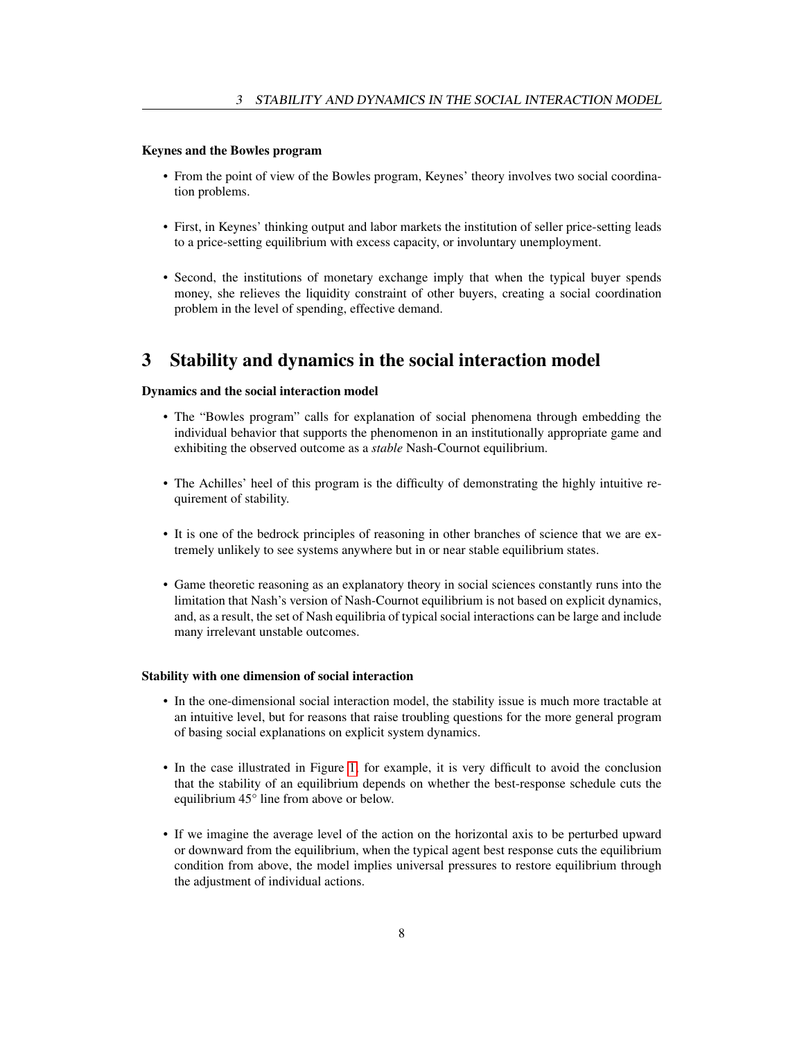#### Keynes and the Bowles program

- From the point of view of the Bowles program, Keynes' theory involves two social coordination problems.
- First, in Keynes' thinking output and labor markets the institution of seller price-setting leads to a price-setting equilibrium with excess capacity, or involuntary unemployment.
- Second, the institutions of monetary exchange imply that when the typical buyer spends money, she relieves the liquidity constraint of other buyers, creating a social coordination problem in the level of spending, effective demand.

## 3 Stability and dynamics in the social interaction model

#### Dynamics and the social interaction model

- The "Bowles program" calls for explanation of social phenomena through embedding the individual behavior that supports the phenomenon in an institutionally appropriate game and exhibiting the observed outcome as a *stable* Nash-Cournot equilibrium.
- The Achilles' heel of this program is the difficulty of demonstrating the highly intuitive requirement of stability.
- It is one of the bedrock principles of reasoning in other branches of science that we are extremely unlikely to see systems anywhere but in or near stable equilibrium states.
- Game theoretic reasoning as an explanatory theory in social sciences constantly runs into the limitation that Nash's version of Nash-Cournot equilibrium is not based on explicit dynamics, and, as a result, the set of Nash equilibria of typical social interactions can be large and include many irrelevant unstable outcomes.

#### Stability with one dimension of social interaction

- In the one-dimensional social interaction model, the stability issue is much more tractable at an intuitive level, but for reasons that raise troubling questions for the more general program of basing social explanations on explicit system dynamics.
- In the case illustrated in Figure 1, for example, it is very difficult to avoid the conclusion that the stability of an equilibrium depends on whether the best-response schedule cuts the equilibrium $45^{\circ}$ line from above or below.
- If we imagine the average level of the action on the horizontal axis to be perturbed upward or downward from the equilibrium, when the typical agent best response cuts the equilibrium condition from above, the model implies universal pressures to restore equilibrium through the adjustment of individual actions.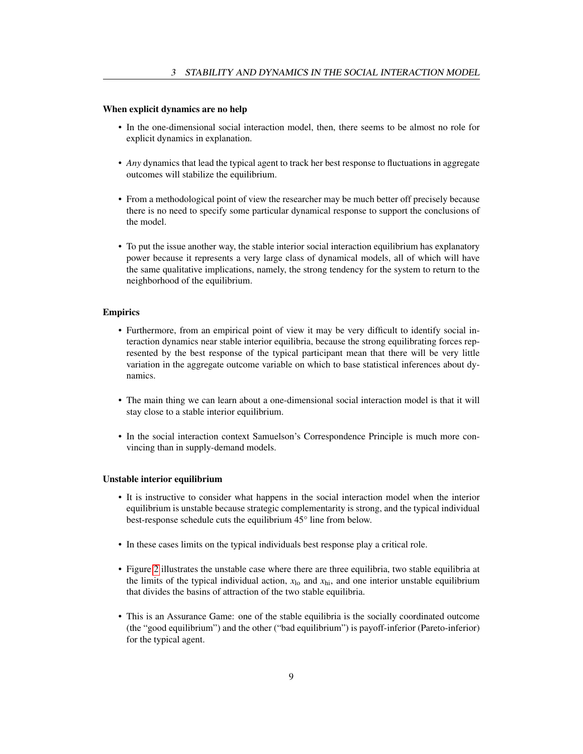#### When explicit dynamics are no help

- In the one-dimensional social interaction model, then, there seems to be almost no role for explicit dynamics in explanation.

- *Any* dynamics that lead the typical agent to track her best response to fluctuations in aggregate outcomes will stabilize the equilibrium.

- From a methodological point of view the researcher may be much better off precisely because there is no need to specify some particular dynamical response to support the conclusions of the model.

- To put the issue another way, the stable interior social interaction equilibrium has explanatory power because it represents a very large class of dynamical models, all of which will have the same qualitative implications, namely, the strong tendency for the system to return to the neighborhood of the equilibrium.

#### Empirics

- Furthermore, from an empirical point of view it may be very difficult to identify social interaction dynamics near stable interior equilibria, because the strong equilibrating forces represented by the best response of the typical participant mean that there will be very little variation in the aggregate outcome variable on which to base statistical inferences about dynamics.

- The main thing we can learn about a one-dimensional social interaction model is that it will stay close to a stable interior equilibrium.

- In the social interaction context Samuelson's Correspondence Principle is much more convincing than in supply-demand models.

#### Unstable interior equilibrium

- It is instructive to consider what happens in the social interaction model when the interior equilibrium is unstable because strategic complementarity is strong, and the typical individual best-response schedule cuts the equilibrium 45° line from below.

- In these cases limits on the typical individuals best response play a critical role.

- Figure 2 illustrates the unstable case where there are three equilibria, two stable equilibria at the limits of the typical individual action, $x_{\text{lo}}$ and $x_{\text{hi}}$, and one interior unstable equilibrium that divides the basins of attraction of the two stable equilibria.

- This is an Assurance Game: one of the stable equilibria is the socially coordinated outcome (the "good equilibrium") and the other ("bad equilibrium") is payoff-inferior (Pareto-inferior) for the typical agent.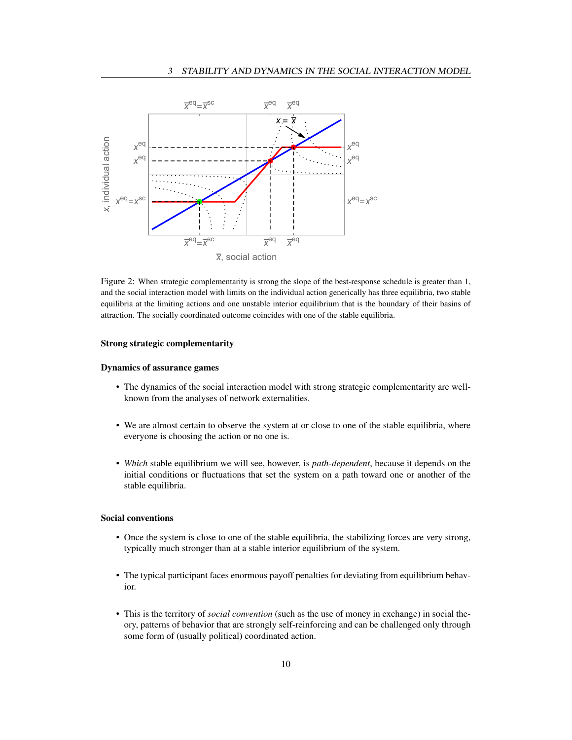Figure 2: When strategic complementarity is strong the slope of the best-response schedule is greater than 1, and the social interaction model with limits on the individual action generically has three equilibria, two stable equilibria at the limiting actions and one unstable interior equilibrium that is the boundary of their basins of attraction. The socially coordinated outcome coincides with one of the stable equilibria.

#### Strong strategic complementarity

#### Dynamics of assurance games

- The dynamics of the social interaction model with strong strategic complementarity are well-known from the analyses of network externalities.
- We are almost certain to observe the system at or close to one of the stable equilibria, where everyone is choosing the action or no one is.
- *Which* stable equilibrium we will see, however, is *path-dependent*, because it depends on the initial conditions or fluctuations that set the system on a path toward one or another of the stable equilibria.

#### Social conventions

- Once the system is close to one of the stable equilibria, the stabilizing forces are very strong, typically much stronger than at a stable interior equilibrium of the system.
- The typical participant faces enormous payoff penalties for deviating from equilibrium behavior.
- This is the territory of *social convention* (such as the use of money in exchange) in social theory, patterns of behavior that are strongly self-reinforcing and can be challenged only through some form of (usually political) coordinated action.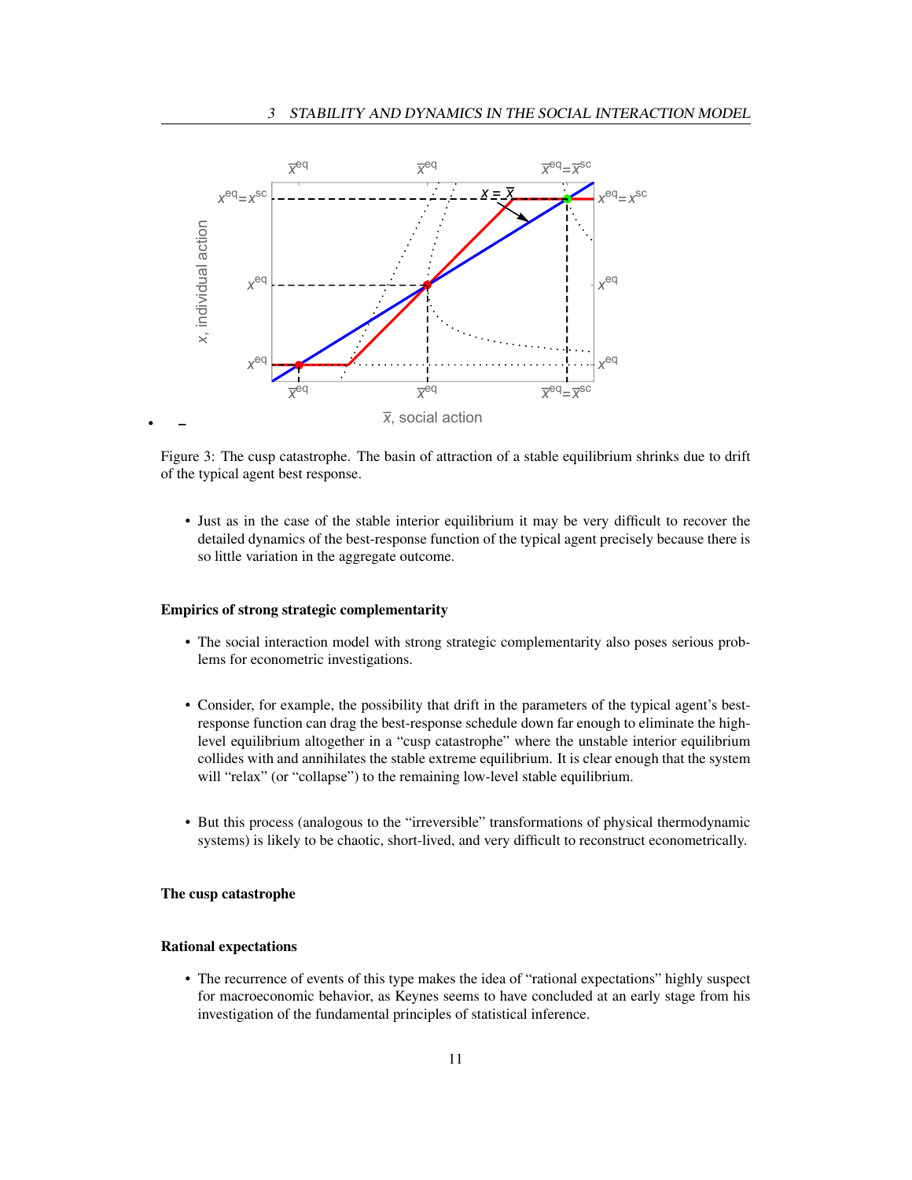Figure 3: The cusp catastrophe. The basin of attraction of a stable equilibrium shrinks due to drift of the typical agent best response.

- Just as in the case of the stable interior equilibrium it may be very difficult to recover the detailed dynamics of the best-response function of the typical agent precisely because there is so little variation in the aggregate outcome.

**Empirics of strong strategic complementarity**

- The social interaction model with strong strategic complementarity also poses serious problems for econometric investigations.

- Consider, for example, the possibility that drift in the parameters of the typical agent's best-response function can drag the best-response schedule down far enough to eliminate the high-level equilibrium altogether in a "cusp catastrophe" where the unstable interior equilibrium collides with and annihilates the stable extreme equilibrium. It is clear enough that the system will "relax" (or "collapse") to the remaining low-level stable equilibrium.

- But this process (analogous to the "irreversible" transformations of physical thermodynamic systems) is likely to be chaotic, short-lived, and very difficult to reconstruct econometrically.

**The cusp catastrophe**

**Rational expectations**

- The recurrence of events of this type makes the idea of "rational expectations" highly suspect for macroeconomic behavior, as Keynes seems to have concluded at an early stage from his investigation of the fundamental principles of statistical inference.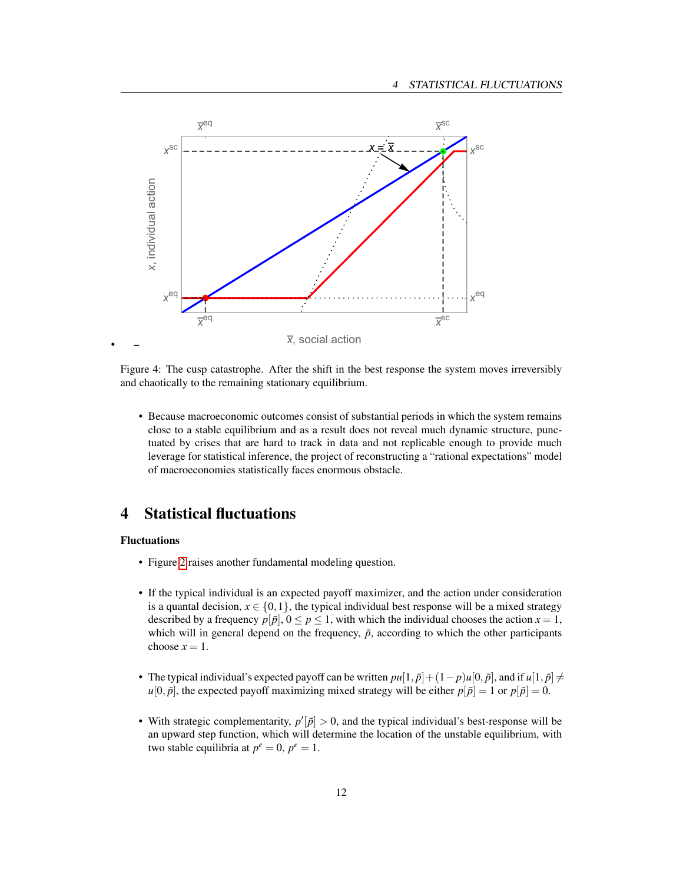Figure 4: The cusp catastrophe. After the shift in the best response the system moves irreversibly and chaotically to the remaining stationary equilibrium.

- Because macroeconomic outcomes consist of substantial periods in which the system remains close to a stable equilibrium and as a result does not reveal much dynamic structure, punctuated by crises that are hard to track in data and not replicable enough to provide much leverage for statistical inference, the project of reconstructing a "rational expectations" model of macroeconomies statistically faces enormous obstacle.

# 4 Statistical fluctuations

**Fluctuations**

- Figure 2 raises another fundamental modeling question.

- If the typical individual is an expected payoff maximizer, and the action under consideration is a quantal decision, $x \in \{0,1\}$, the typical individual best response will be a mixed strategy described by a frequency $p[\bar{p}]$, $0 \leq p \leq 1$, with which the individual chooses the action $x = 1$, which will in general depend on the frequency, $\bar{p}$, according to which the other participants choose $x = 1$.

- The typical individual's expected payoff can be written $pu[1,\bar{p}] + (1-p)u[0,\bar{p}]$, and if $u[1,\bar{p}] \neq u[0,\bar{p}]$, the expected payoff maximizing mixed strategy will be either $p[\bar{p}] = 1$ or $p[\bar{p}] = 0$.

- With strategic complementarity, $p'[\bar{p}] > 0$, and the typical individual's best-response will be an upward step function, which will determine the location of the unstable equilibrium, with two stable equilibria at $p^e = 0$, $p^e = 1$.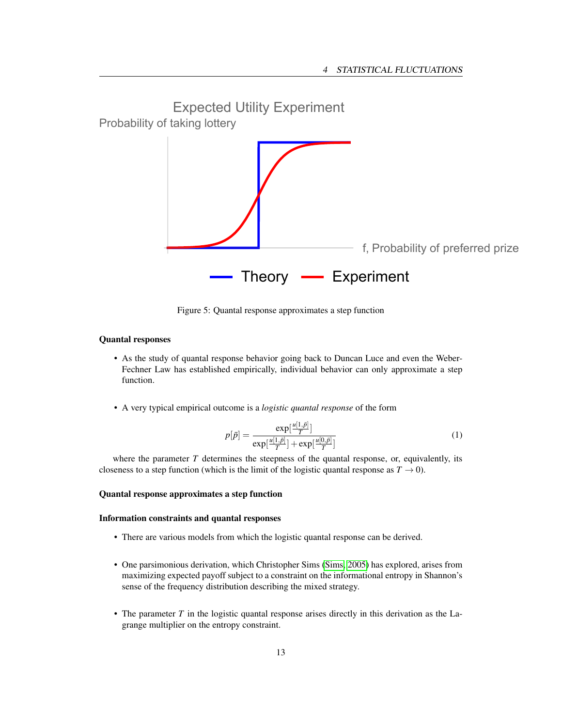Figure 5: Quantal response approximates a step function

**Quantal responses**

- As the study of quantal response behavior going back to Duncan Luce and even the Weber-Fechner Law has established empirically, individual behavior can only approximate a step function.

- A very typical empirical outcome is a *logistic quantal response* of the form

$$p[\bar{p}] = \frac{\exp[\frac{u[1,\bar{p}]}{T}]}{\exp[\frac{u[1,\bar{p}]}{T}] + \exp[\frac{u[0,\bar{p}]}{T}]} \tag{1}$$

where the parameter $T$ determines the steepness of the quantal response, or, equivalently, its closeness to a step function (which is the limit of the logistic quantal response as $T \to 0$).

**Quantal response approximates a step function**

**Information constraints and quantal responses**

- There are various models from which the logistic quantal response can be derived.

- One parsimonious derivation, which Christopher Sims (Sims, 2005) has explored, arises from maximizing expected payoff subject to a constraint on the informational entropy in Shannon's sense of the frequency distribution describing the mixed strategy.

- The parameter $T$ in the logistic quantal response arises directly in this derivation as the Lagrange multiplier on the entropy constraint.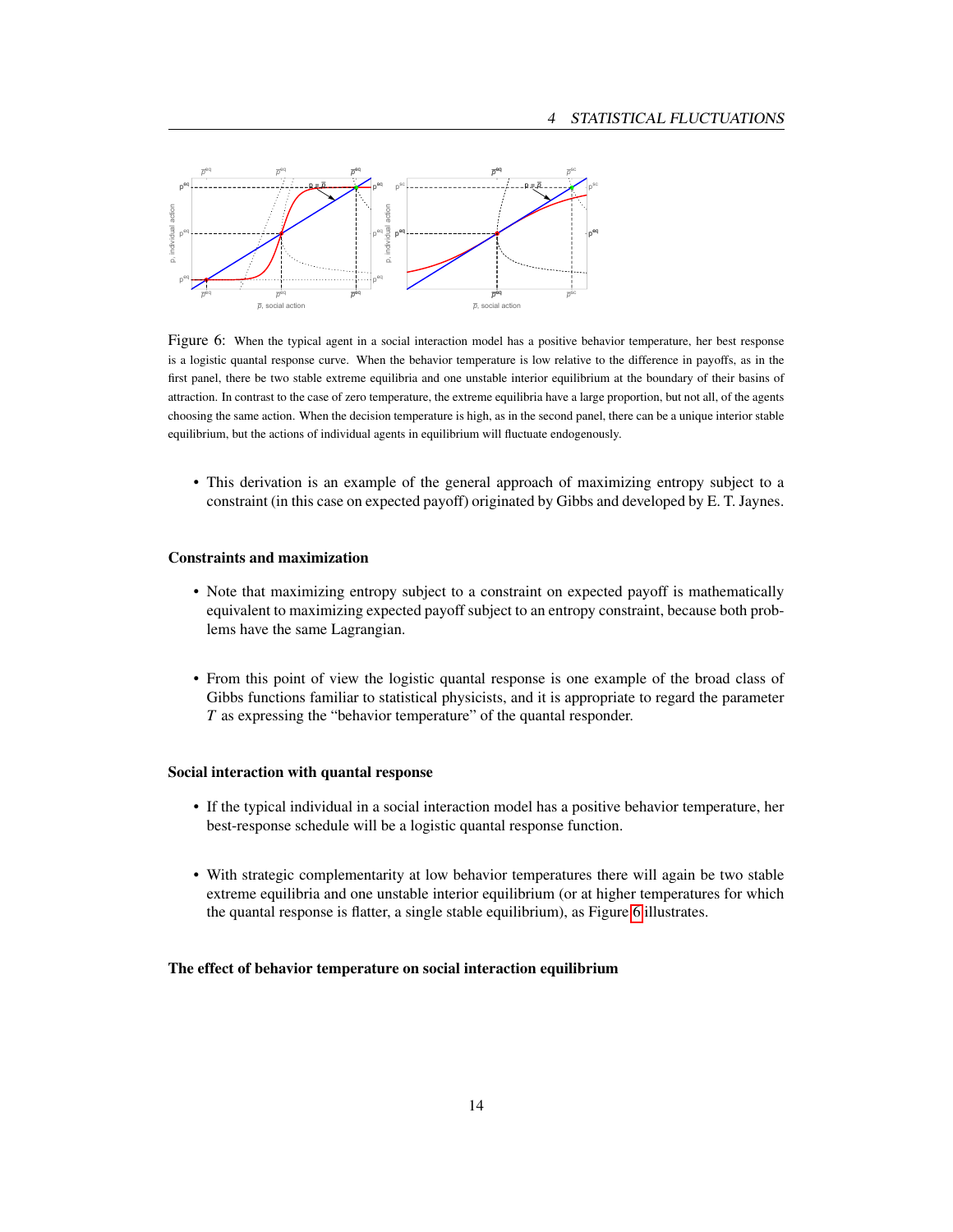Figure 6: When the typical agent in a social interaction model has a positive behavior temperature, her best response is a logistic quantal response curve. When the behavior temperature is low relative to the difference in payoffs, as in the first panel, there be two stable extreme equilibria and one unstable interior equilibrium at the boundary of their basins of attraction. In contrast to the case of zero temperature, the extreme equilibria have a large proportion, but not all, of the agents choosing the same action. When the decision temperature is high, as in the second panel, there can be a unique interior stable equilibrium, but the actions of individual agents in equilibrium will fluctuate endogenously.

- This derivation is an example of the general approach of maximizing entropy subject to a constraint (in this case on expected payoff) originated by Gibbs and developed by E. T. Jaynes.

### Constraints and maximization

- Note that maximizing entropy subject to a constraint on expected payoff is mathematically equivalent to maximizing expected payoff subject to an entropy constraint, because both problems have the same Lagrangian.

- From this point of view the logistic quantal response is one example of the broad class of Gibbs functions familiar to statistical physicists, and it is appropriate to regard the parameter $T$ as expressing the "behavior temperature" of the quantal responder.

### Social interaction with quantal response

- If the typical individual in a social interaction model has a positive behavior temperature, her best-response schedule will be a logistic quantal response function.

- With strategic complementarity at low behavior temperatures there will again be two stable extreme equilibria and one unstable interior equilibrium (or at higher temperatures for which the quantal response is flatter, a single stable equilibrium), as Figure 6 illustrates.

### The effect of behavior temperature on social interaction equilibrium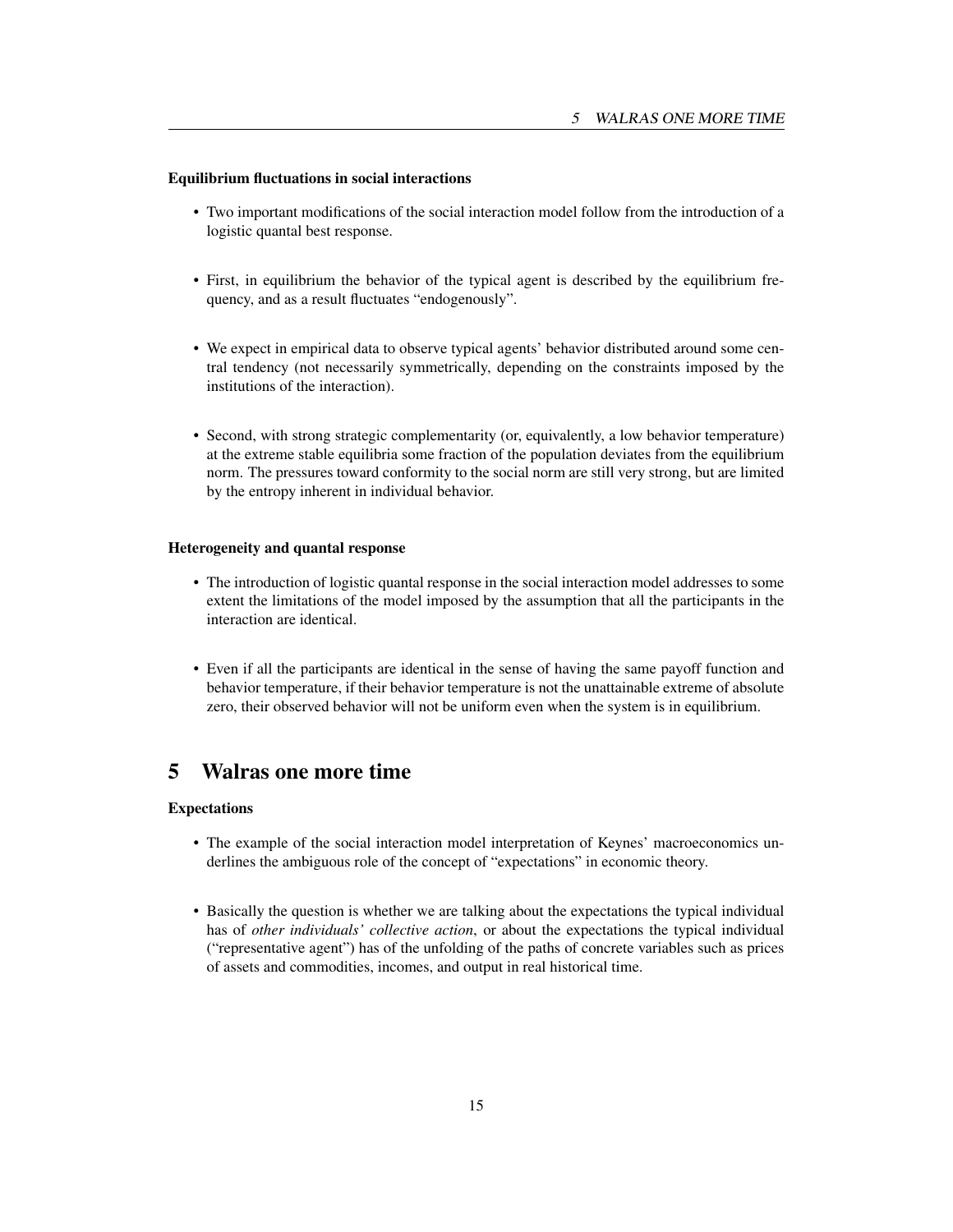### Equilibrium fluctuations in social interactions

- Two important modifications of the social interaction model follow from the introduction of a logistic quantal best response.

- First, in equilibrium the behavior of the typical agent is described by the equilibrium frequency, and as a result fluctuates "endogenously".

- We expect in empirical data to observe typical agents' behavior distributed around some central tendency (not necessarily symmetrically, depending on the constraints imposed by the institutions of the interaction).

- Second, with strong strategic complementarity (or, equivalently, a low behavior temperature) at the extreme stable equilibria some fraction of the population deviates from the equilibrium norm. The pressures toward conformity to the social norm are still very strong, but are limited by the entropy inherent in individual behavior.

### Heterogeneity and quantal response

- The introduction of logistic quantal response in the social interaction model addresses to some extent the limitations of the model imposed by the assumption that all the participants in the interaction are identical.

- Even if all the participants are identical in the sense of having the same payoff function and behavior temperature, if their behavior temperature is not the unattainable extreme of absolute zero, their observed behavior will not be uniform even when the system is in equilibrium.

# 5 Walras one more time

### Expectations

- The example of the social interaction model interpretation of Keynes' macroeconomics underlines the ambiguous role of the concept of "expectations" in economic theory.

- Basically the question is whether we are talking about the expectations the typical individual has of *other individuals' collective action*, or about the expectations the typical individual ("representative agent") has of the unfolding of the paths of concrete variables such as prices of assets and commodities, incomes, and output in real historical time.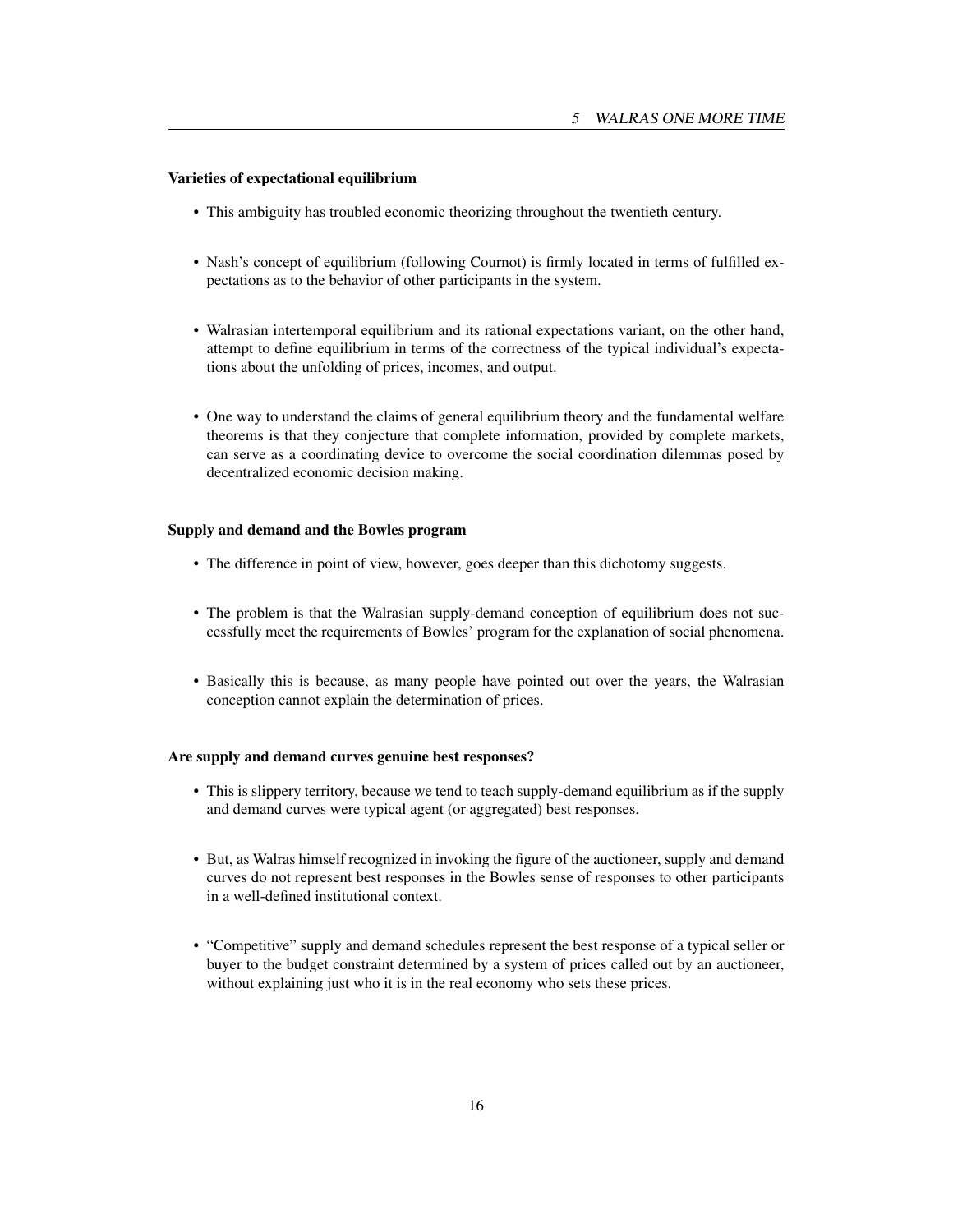### Varieties of expectational equilibrium

- This ambiguity has troubled economic theorizing throughout the twentieth century.
- Nash's concept of equilibrium (following Cournot) is firmly located in terms of fulfilled expectations as to the behavior of other participants in the system.
- Walrasian intertemporal equilibrium and its rational expectations variant, on the other hand, attempt to define equilibrium in terms of the correctness of the typical individual's expectations about the unfolding of prices, incomes, and output.
- One way to understand the claims of general equilibrium theory and the fundamental welfare theorems is that they conjecture that complete information, provided by complete markets, can serve as a coordinating device to overcome the social coordination dilemmas posed by decentralized economic decision making.

### Supply and demand and the Bowles program

- The difference in point of view, however, goes deeper than this dichotomy suggests.
- The problem is that the Walrasian supply-demand conception of equilibrium does not successfully meet the requirements of Bowles' program for the explanation of social phenomena.
- Basically this is because, as many people have pointed out over the years, the Walrasian conception cannot explain the determination of prices.

### Are supply and demand curves genuine best responses?

- This is slippery territory, because we tend to teach supply-demand equilibrium as if the supply and demand curves were typical agent (or aggregated) best responses.
- But, as Walras himself recognized in invoking the figure of the auctioneer, supply and demand curves do not represent best responses in the Bowles sense of responses to other participants in a well-defined institutional context.
- "Competitive" supply and demand schedules represent the best response of a typical seller or buyer to the budget constraint determined by a system of prices called out by an auctioneer, without explaining just who it is in the real economy who sets these prices.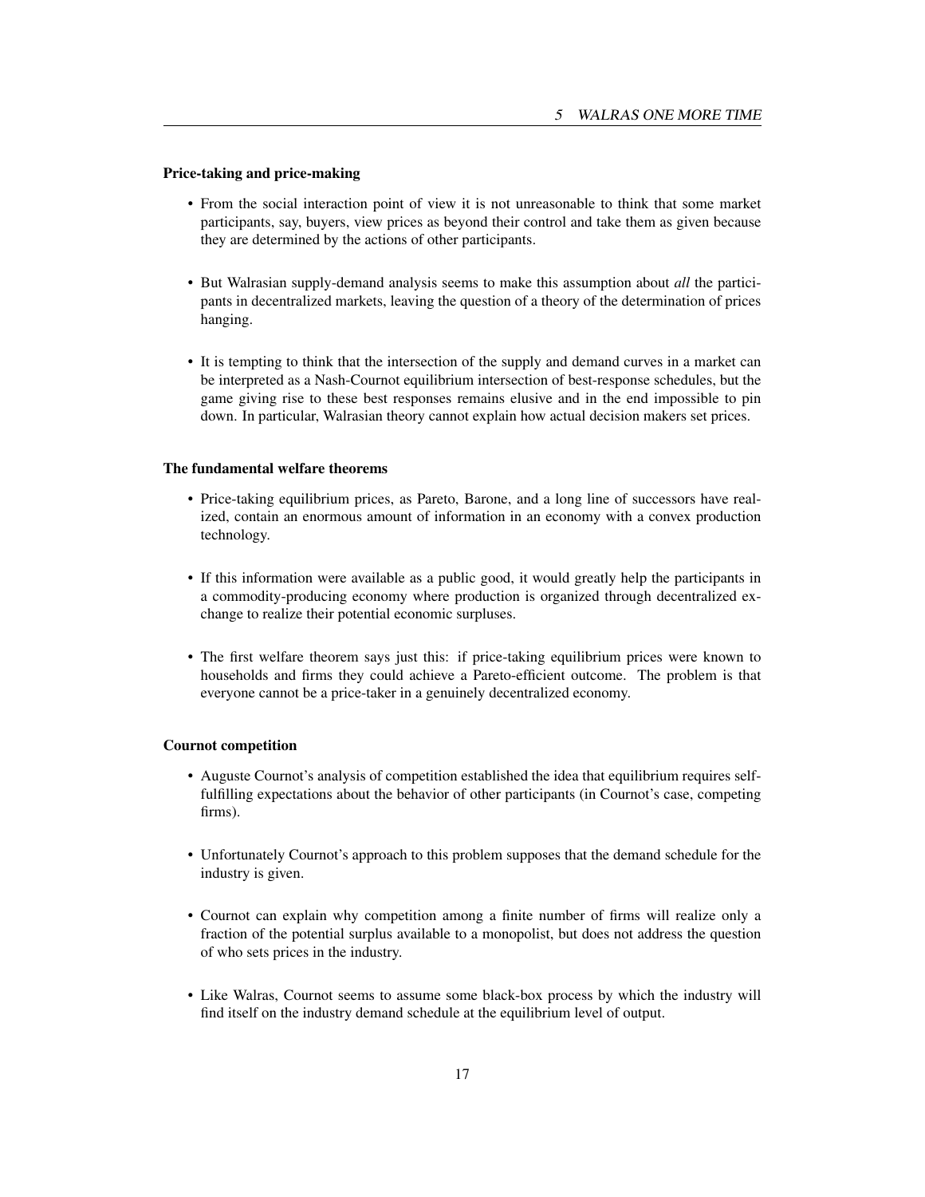### Price-taking and price-making

- From the social interaction point of view it is not unreasonable to think that some market participants, say, buyers, view prices as beyond their control and take them as given because they are determined by the actions of other participants.
- But Walrasian supply-demand analysis seems to make this assumption about *all* the participants in decentralized markets, leaving the question of a theory of the determination of prices hanging.
- It is tempting to think that the intersection of the supply and demand curves in a market can be interpreted as a Nash-Cournot equilibrium intersection of best-response schedules, but the game giving rise to these best responses remains elusive and in the end impossible to pin down. In particular, Walrasian theory cannot explain how actual decision makers set prices.

### The fundamental welfare theorems

- Price-taking equilibrium prices, as Pareto, Barone, and a long line of successors have realized, contain an enormous amount of information in an economy with a convex production technology.
- If this information were available as a public good, it would greatly help the participants in a commodity-producing economy where production is organized through decentralized exchange to realize their potential economic surpluses.
- The first welfare theorem says just this: if price-taking equilibrium prices were known to households and firms they could achieve a Pareto-efficient outcome. The problem is that everyone cannot be a price-taker in a genuinely decentralized economy.

### Cournot competition

- Auguste Cournot's analysis of competition established the idea that equilibrium requires self-fulfilling expectations about the behavior of other participants (in Cournot's case, competing firms).
- Unfortunately Cournot's approach to this problem supposes that the demand schedule for the industry is given.
- Cournot can explain why competition among a finite number of firms will realize only a fraction of the potential surplus available to a monopolist, but does not address the question of who sets prices in the industry.
- Like Walras, Cournot seems to assume some black-box process by which the industry will find itself on the industry demand schedule at the equilibrium level of output.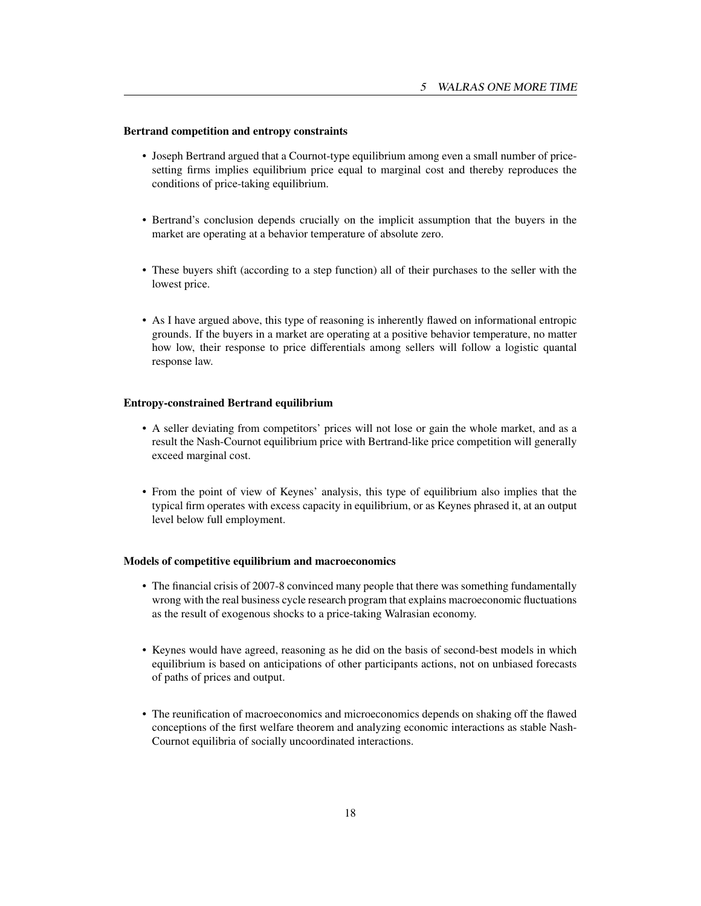### Bertrand competition and entropy constraints

- Joseph Bertrand argued that a Cournot-type equilibrium among even a small number of price-setting firms implies equilibrium price equal to marginal cost and thereby reproduces the conditions of price-taking equilibrium.
- Bertrand's conclusion depends crucially on the implicit assumption that the buyers in the market are operating at a behavior temperature of absolute zero.
- These buyers shift (according to a step function) all of their purchases to the seller with the lowest price.
- As I have argued above, this type of reasoning is inherently flawed on informational entropic grounds. If the buyers in a market are operating at a positive behavior temperature, no matter how low, their response to price differentials among sellers will follow a logistic quantal response law.

### Entropy-constrained Bertrand equilibrium

- A seller deviating from competitors' prices will not lose or gain the whole market, and as a result the Nash-Cournot equilibrium price with Bertrand-like price competition will generally exceed marginal cost.
- From the point of view of Keynes' analysis, this type of equilibrium also implies that the typical firm operates with excess capacity in equilibrium, or as Keynes phrased it, at an output level below full employment.

### Models of competitive equilibrium and macroeconomics

- The financial crisis of 2007-8 convinced many people that there was something fundamentally wrong with the real business cycle research program that explains macroeconomic fluctuations as the result of exogenous shocks to a price-taking Walrasian economy.
- Keynes would have agreed, reasoning as he did on the basis of second-best models in which equilibrium is based on anticipations of other participants actions, not on unbiased forecasts of paths of prices and output.
- The reunification of macroeconomics and microeconomics depends on shaking off the flawed conceptions of the first welfare theorem and analyzing economic interactions as stable Nash-Cournot equilibria of socially uncoordinated interactions.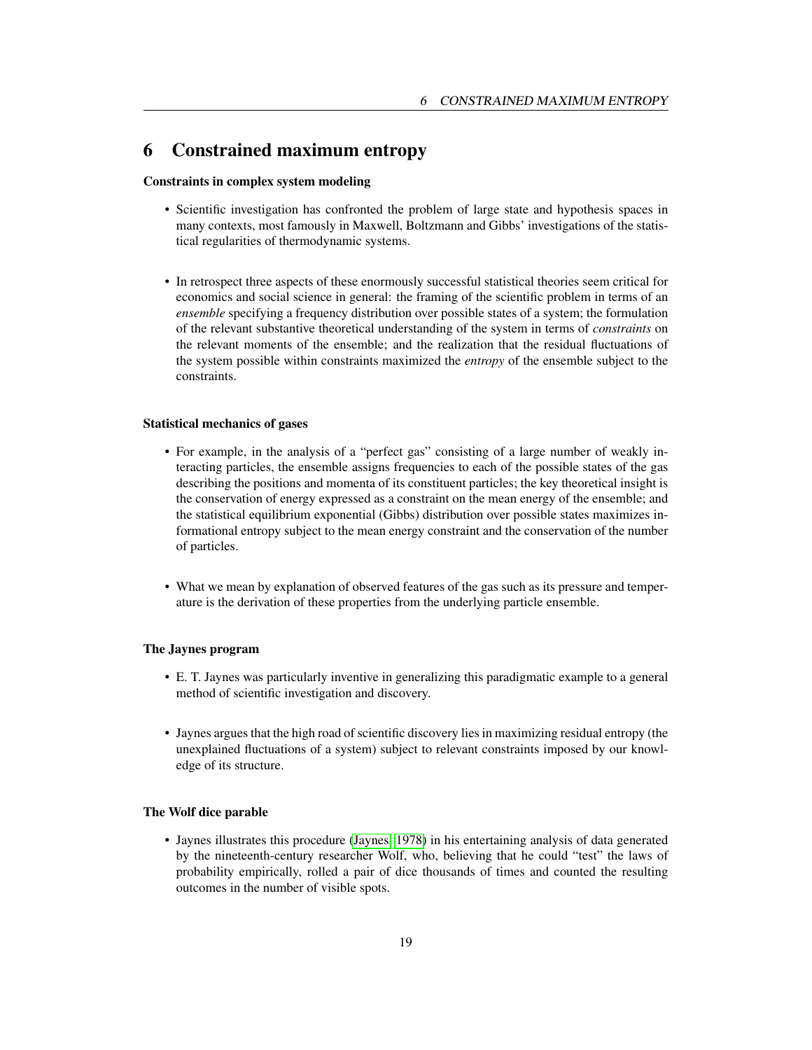# 6 Constrained maximum entropy

**Constraints in complex system modeling**

- Scientific investigation has confronted the problem of large state and hypothesis spaces in many contexts, most famously in Maxwell, Boltzmann and Gibbs' investigations of the statistical regularities of thermodynamic systems.

- In retrospect three aspects of these enormously successful statistical theories seem critical for economics and social science in general: the framing of the scientific problem in terms of an *ensemble* specifying a frequency distribution over possible states of a system; the formulation of the relevant substantive theoretical understanding of the system in terms of *constraints* on the relevant moments of the ensemble; and the realization that the residual fluctuations of the system possible within constraints maximized the *entropy* of the ensemble subject to the constraints.

**Statistical mechanics of gases**

- For example, in the analysis of a "perfect gas" consisting of a large number of weakly interacting particles, the ensemble assigns frequencies to each of the possible states of the gas describing the positions and momenta of its constituent particles; the key theoretical insight is the conservation of energy expressed as a constraint on the mean energy of the ensemble; and the statistical equilibrium exponential (Gibbs) distribution over possible states maximizes informational entropy subject to the mean energy constraint and the conservation of the number of particles.

- What we mean by explanation of observed features of the gas such as its pressure and temperature is the derivation of these properties from the underlying particle ensemble.

**The Jaynes program**

- E. T. Jaynes was particularly inventive in generalizing this paradigmatic example to a general method of scientific investigation and discovery.

- Jaynes argues that the high road of scientific discovery lies in maximizing residual entropy (the unexplained fluctuations of a system) subject to relevant constraints imposed by our knowledge of its structure.

**The Wolf dice parable**

- Jaynes illustrates this procedure (Jaynes, 1978) in his entertaining analysis of data generated by the nineteenth-century researcher Wolf, who, believing that he could "test" the laws of probability empirically, rolled a pair of dice thousands of times and counted the resulting outcomes in the number of visible spots.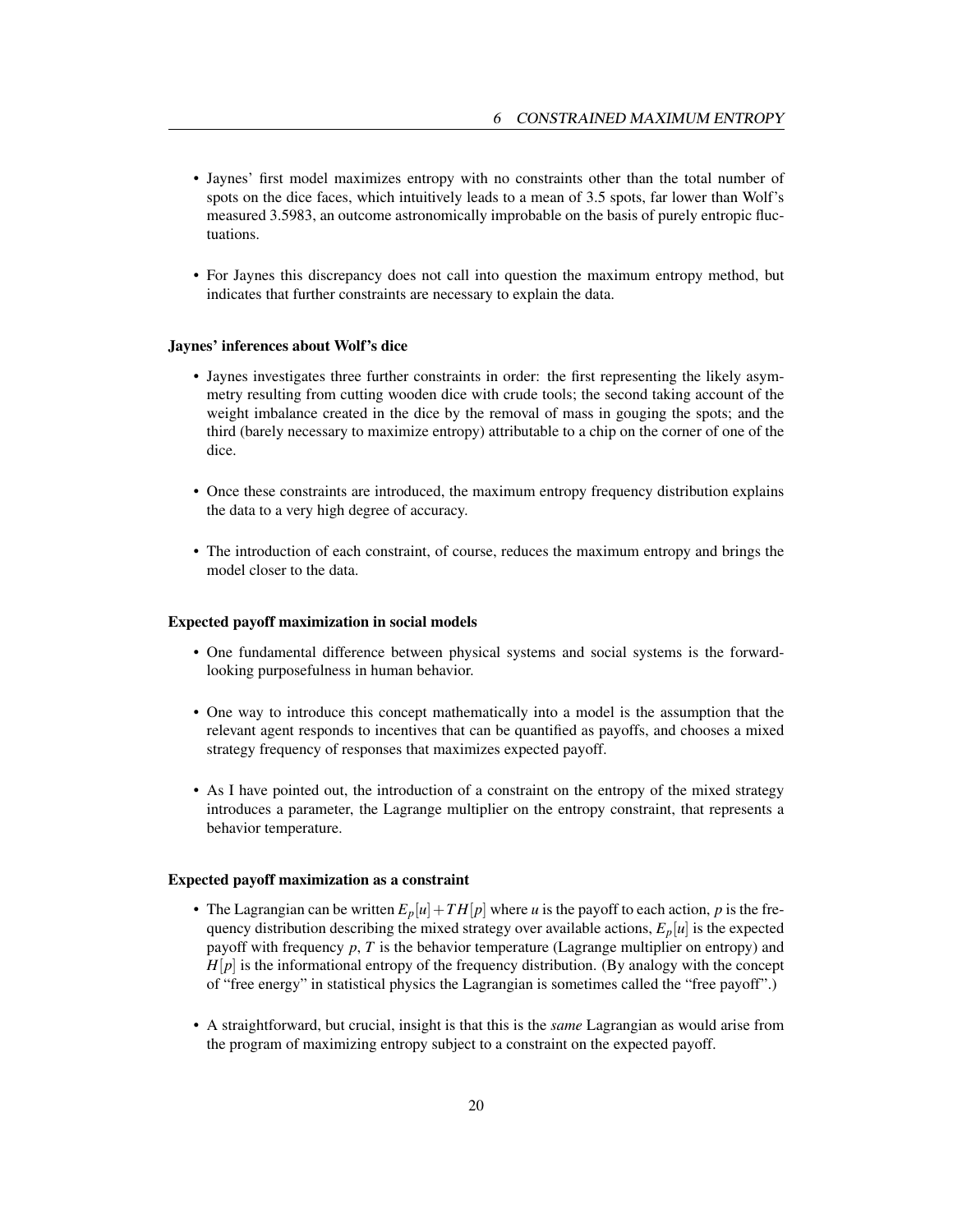- Jaynes' first model maximizes entropy with no constraints other than the total number of spots on the dice faces, which intuitively leads to a mean of 3.5 spots, far lower than Wolf's measured 3.5983, an outcome astronomically improbable on the basis of purely entropic fluctuations.

- For Jaynes this discrepancy does not call into question the maximum entropy method, but indicates that further constraints are necessary to explain the data.

#### Jaynes' inferences about Wolf's dice

- Jaynes investigates three further constraints in order: the first representing the likely asymmetry resulting from cutting wooden dice with crude tools; the second taking account of the weight imbalance created in the dice by the removal of mass in gouging the spots; and the third (barely necessary to maximize entropy) attributable to a chip on the corner of one of the dice.

- Once these constraints are introduced, the maximum entropy frequency distribution explains the data to a very high degree of accuracy.

- The introduction of each constraint, of course, reduces the maximum entropy and brings the model closer to the data.

#### Expected payoff maximization in social models

- One fundamental difference between physical systems and social systems is the forward-looking purposefulness in human behavior.

- One way to introduce this concept mathematically into a model is the assumption that the relevant agent responds to incentives that can be quantified as payoffs, and chooses a mixed strategy frequency of responses that maximizes expected payoff.

- As I have pointed out, the introduction of a constraint on the entropy of the mixed strategy introduces a parameter, the Lagrange multiplier on the entropy constraint, that represents a behavior temperature.

#### Expected payoff maximization as a constraint

- The Lagrangian can be written $E_p[u] + TH[p]$ where $u$ is the payoff to each action, $p$ is the frequency distribution describing the mixed strategy over available actions, $E_p[u]$ is the expected payoff with frequency $p$, $T$ is the behavior temperature (Lagrange multiplier on entropy) and $H[p]$ is the informational entropy of the frequency distribution. (By analogy with the concept of "free energy" in statistical physics the Lagrangian is sometimes called the "free payoff".)

- A straightforward, but crucial, insight is that this is the *same* Lagrangian as would arise from the program of maximizing entropy subject to a constraint on the expected payoff.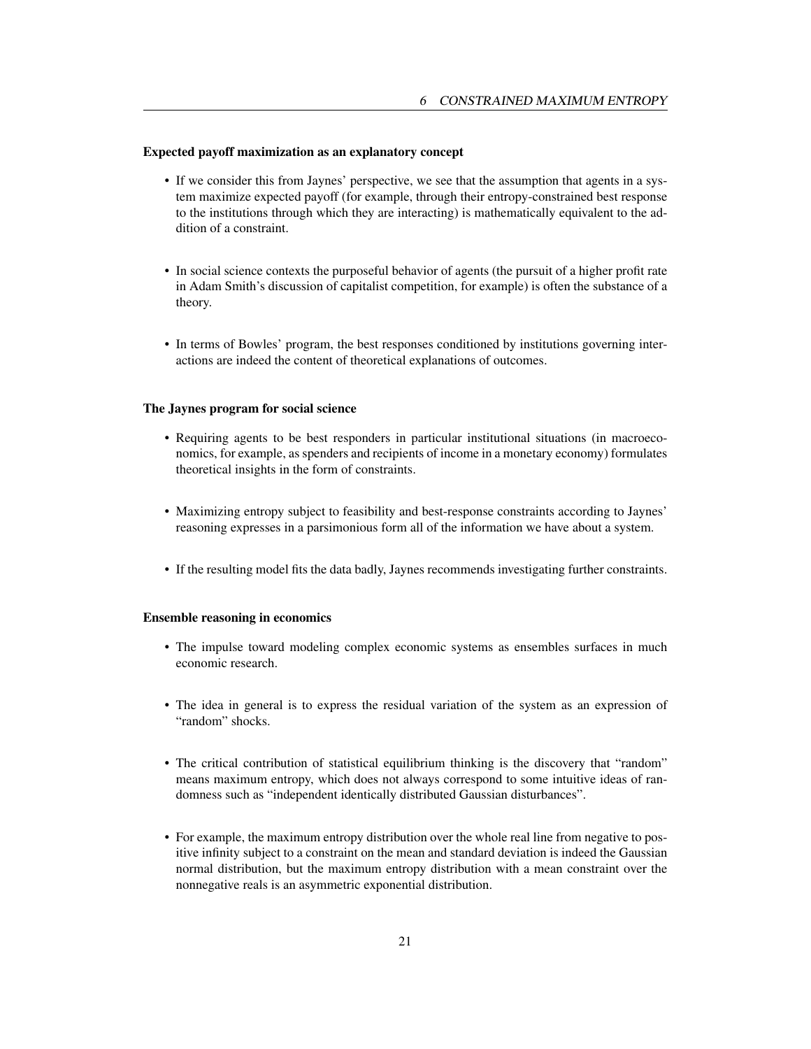### Expected payoff maximization as an explanatory concept

- If we consider this from Jaynes' perspective, we see that the assumption that agents in a system maximize expected payoff (for example, through their entropy-constrained best response to the institutions through which they are interacting) is mathematically equivalent to the addition of a constraint.

- In social science contexts the purposeful behavior of agents (the pursuit of a higher profit rate in Adam Smith's discussion of capitalist competition, for example) is often the substance of a theory.

- In terms of Bowles' program, the best responses conditioned by institutions governing interactions are indeed the content of theoretical explanations of outcomes.

### The Jaynes program for social science

- Requiring agents to be best responders in particular institutional situations (in macroeconomics, for example, as spenders and recipients of income in a monetary economy) formulates theoretical insights in the form of constraints.

- Maximizing entropy subject to feasibility and best-response constraints according to Jaynes' reasoning expresses in a parsimonious form all of the information we have about a system.

- If the resulting model fits the data badly, Jaynes recommends investigating further constraints.

### Ensemble reasoning in economics

- The impulse toward modeling complex economic systems as ensembles surfaces in much economic research.

- The idea in general is to express the residual variation of the system as an expression of "random" shocks.

- The critical contribution of statistical equilibrium thinking is the discovery that "random" means maximum entropy, which does not always correspond to some intuitive ideas of randomness such as "independent identically distributed Gaussian disturbances".

- For example, the maximum entropy distribution over the whole real line from negative to positive infinity subject to a constraint on the mean and standard deviation is indeed the Gaussian normal distribution, but the maximum entropy distribution with a mean constraint over the nonnegative reals is an asymmetric exponential distribution.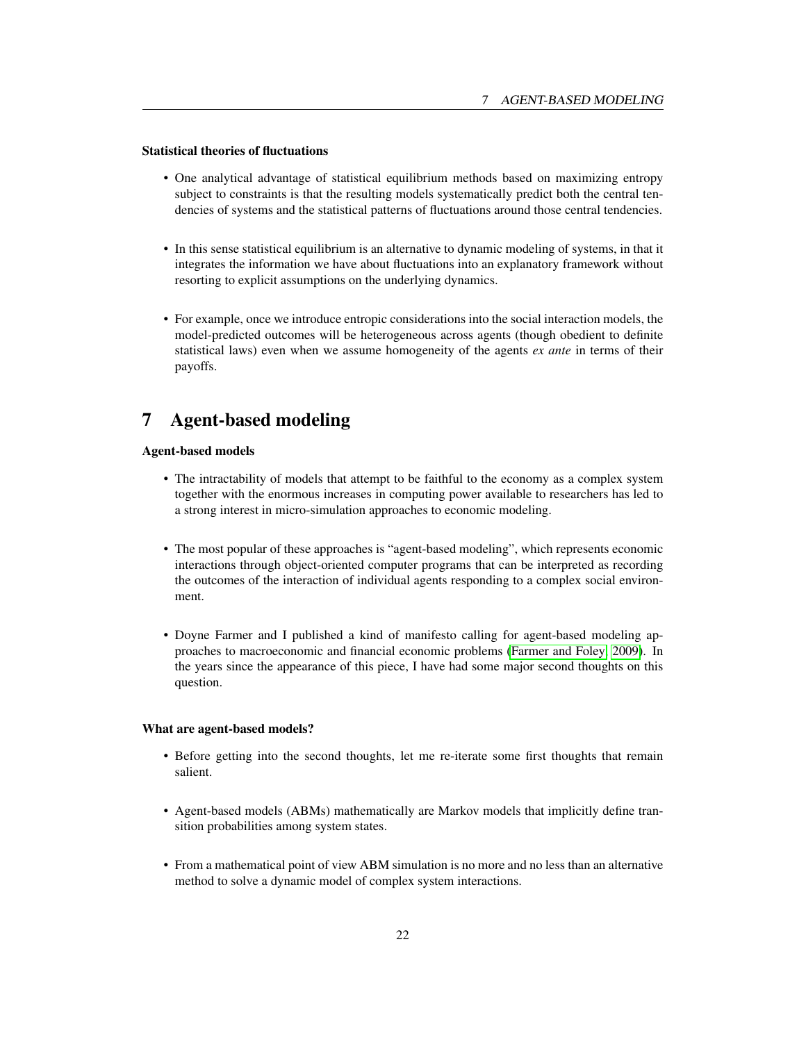### Statistical theories of fluctuations

- One analytical advantage of statistical equilibrium methods based on maximizing entropy subject to constraints is that the resulting models systematically predict both the central tendencies of systems and the statistical patterns of fluctuations around those central tendencies.

- In this sense statistical equilibrium is an alternative to dynamic modeling of systems, in that it integrates the information we have about fluctuations into an explanatory framework without resorting to explicit assumptions on the underlying dynamics.

- For example, once we introduce entropic considerations into the social interaction models, the model-predicted outcomes will be heterogeneous across agents (though obedient to definite statistical laws) even when we assume homogeneity of the agents *ex ante* in terms of their payoffs.

# 7 Agent-based modeling

### Agent-based models

- The intractability of models that attempt to be faithful to the economy as a complex system together with the enormous increases in computing power available to researchers has led to a strong interest in micro-simulation approaches to economic modeling.

- The most popular of these approaches is "agent-based modeling", which represents economic interactions through object-oriented computer programs that can be interpreted as recording the outcomes of the interaction of individual agents responding to a complex social environment.

- Doyne Farmer and I published a kind of manifesto calling for agent-based modeling approaches to macroeconomic and financial economic problems (Farmer and Foley, 2009). In the years since the appearance of this piece, I have had some major second thoughts on this question.

### What are agent-based models?

- Before getting into the second thoughts, let me re-iterate some first thoughts that remain salient.

- Agent-based models (ABMs) mathematically are Markov models that implicitly define transition probabilities among system states.

- From a mathematical point of view ABM simulation is no more and no less than an alternative method to solve a dynamic model of complex system interactions.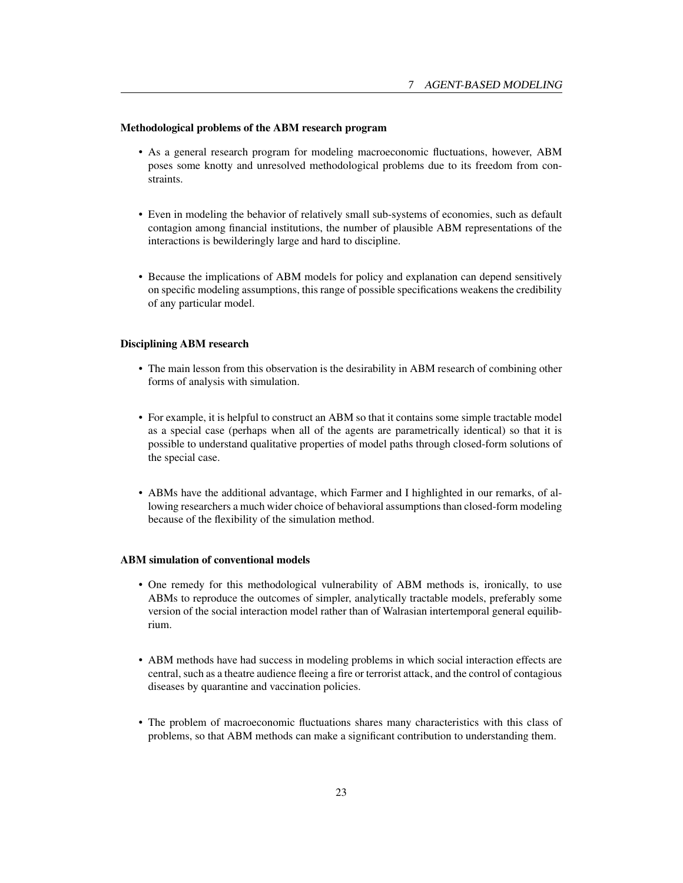### Methodological problems of the ABM research program

- As a general research program for modeling macroeconomic fluctuations, however, ABM poses some knotty and unresolved methodological problems due to its freedom from constraints.

- Even in modeling the behavior of relatively small sub-systems of economies, such as default contagion among financial institutions, the number of plausible ABM representations of the interactions is bewilderingly large and hard to discipline.

- Because the implications of ABM models for policy and explanation can depend sensitively on specific modeling assumptions, this range of possible specifications weakens the credibility of any particular model.

### Disciplining ABM research

- The main lesson from this observation is the desirability in ABM research of combining other forms of analysis with simulation.

- For example, it is helpful to construct an ABM so that it contains some simple tractable model as a special case (perhaps when all of the agents are parametrically identical) so that it is possible to understand qualitative properties of model paths through closed-form solutions of the special case.

- ABMs have the additional advantage, which Farmer and I highlighted in our remarks, of allowing researchers a much wider choice of behavioral assumptions than closed-form modeling because of the flexibility of the simulation method.

### ABM simulation of conventional models

- One remedy for this methodological vulnerability of ABM methods is, ironically, to use ABMs to reproduce the outcomes of simpler, analytically tractable models, preferably some version of the social interaction model rather than of Walrasian intertemporal general equilibrium.

- ABM methods have had success in modeling problems in which social interaction effects are central, such as a theatre audience fleeing a fire or terrorist attack, and the control of contagious diseases by quarantine and vaccination policies.

- The problem of macroeconomic fluctuations shares many characteristics with this class of problems, so that ABM methods can make a significant contribution to understanding them.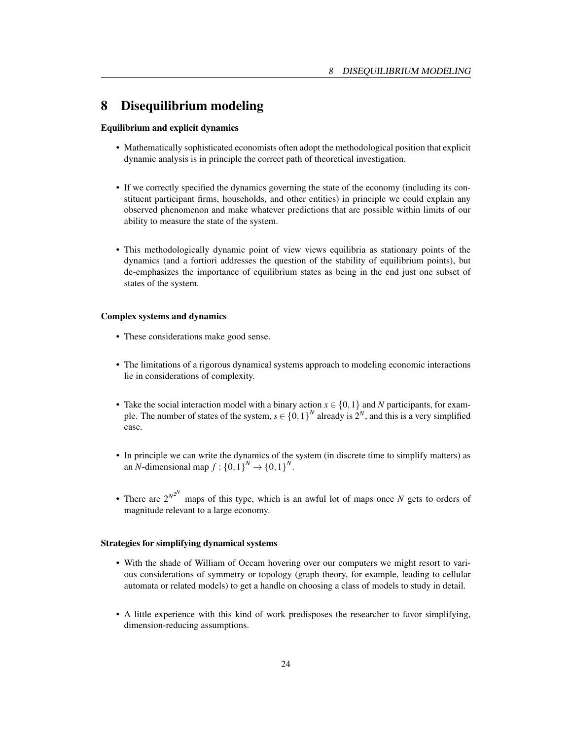# 8 Disequilibrium modeling

**Equilibrium and explicit dynamics**

- Mathematically sophisticated economists often adopt the methodological position that explicit dynamic analysis is in principle the correct path of theoretical investigation.

- If we correctly specified the dynamics governing the state of the economy (including its constituent participant firms, households, and other entities) in principle we could explain any observed phenomenon and make whatever predictions that are possible within limits of our ability to measure the state of the system.

- This methodologically dynamic point of view views equilibria as stationary points of the dynamics (and a fortiori addresses the question of the stability of equilibrium points), but de-emphasizes the importance of equilibrium states as being in the end just one subset of states of the system.

**Complex systems and dynamics**

- These considerations make good sense.

- The limitations of a rigorous dynamical systems approach to modeling economic interactions lie in considerations of complexity.

- Take the social interaction model with a binary action $x \in \{0,1\}$ and $N$ participants, for example. The number of states of the system, $s \in \{0,1\}^N$ already is $2^N$, and this is a very simplified case.

- In principle we can write the dynamics of the system (in discrete time to simplify matters) as an $N$-dimensional map $f : \{0,1\}^N \to \{0,1\}^N$.

- There are $2^{N2^N}$ maps of this type, which is an awful lot of maps once $N$ gets to orders of magnitude relevant to a large economy.

**Strategies for simplifying dynamical systems**

- With the shade of William of Occam hovering over our computers we might resort to various considerations of symmetry or topology (graph theory, for example, leading to cellular automata or related models) to get a handle on choosing a class of models to study in detail.

- A little experience with this kind of work predisposes the researcher to favor simplifying, dimension-reducing assumptions.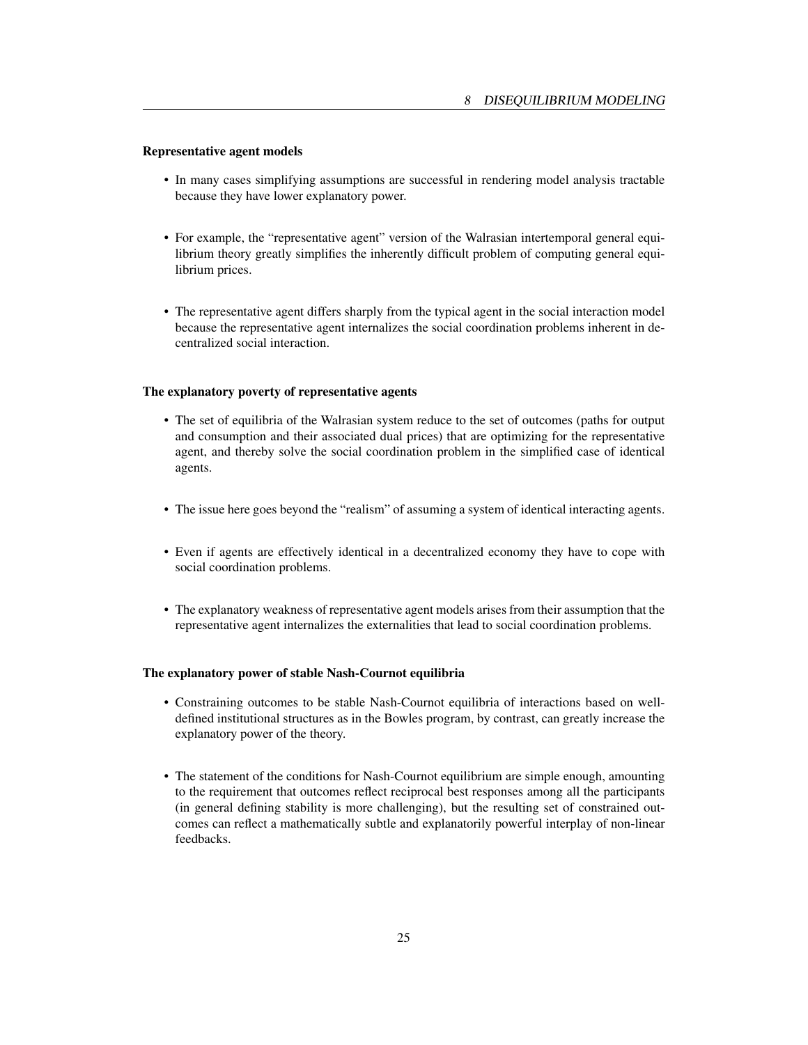#### Representative agent models

- In many cases simplifying assumptions are successful in rendering model analysis tractable because they have lower explanatory power.

- For example, the "representative agent" version of the Walrasian intertemporal general equilibrium theory greatly simplifies the inherently difficult problem of computing general equilibrium prices.

- The representative agent differs sharply from the typical agent in the social interaction model because the representative agent internalizes the social coordination problems inherent in decentralized social interaction.

#### The explanatory poverty of representative agents

- The set of equilibria of the Walrasian system reduce to the set of outcomes (paths for output and consumption and their associated dual prices) that are optimizing for the representative agent, and thereby solve the social coordination problem in the simplified case of identical agents.

- The issue here goes beyond the "realism" of assuming a system of identical interacting agents.

- Even if agents are effectively identical in a decentralized economy they have to cope with social coordination problems.

- The explanatory weakness of representative agent models arises from their assumption that the representative agent internalizes the externalities that lead to social coordination problems.

#### The explanatory power of stable Nash-Cournot equilibria

- Constraining outcomes to be stable Nash-Cournot equilibria of interactions based on well-defined institutional structures as in the Bowles program, by contrast, can greatly increase the explanatory power of the theory.

- The statement of the conditions for Nash-Cournot equilibrium are simple enough, amounting to the requirement that outcomes reflect reciprocal best responses among all the participants (in general defining stability is more challenging), but the resulting set of constrained outcomes can reflect a mathematically subtle and explanatorily powerful interplay of non-linear feedbacks.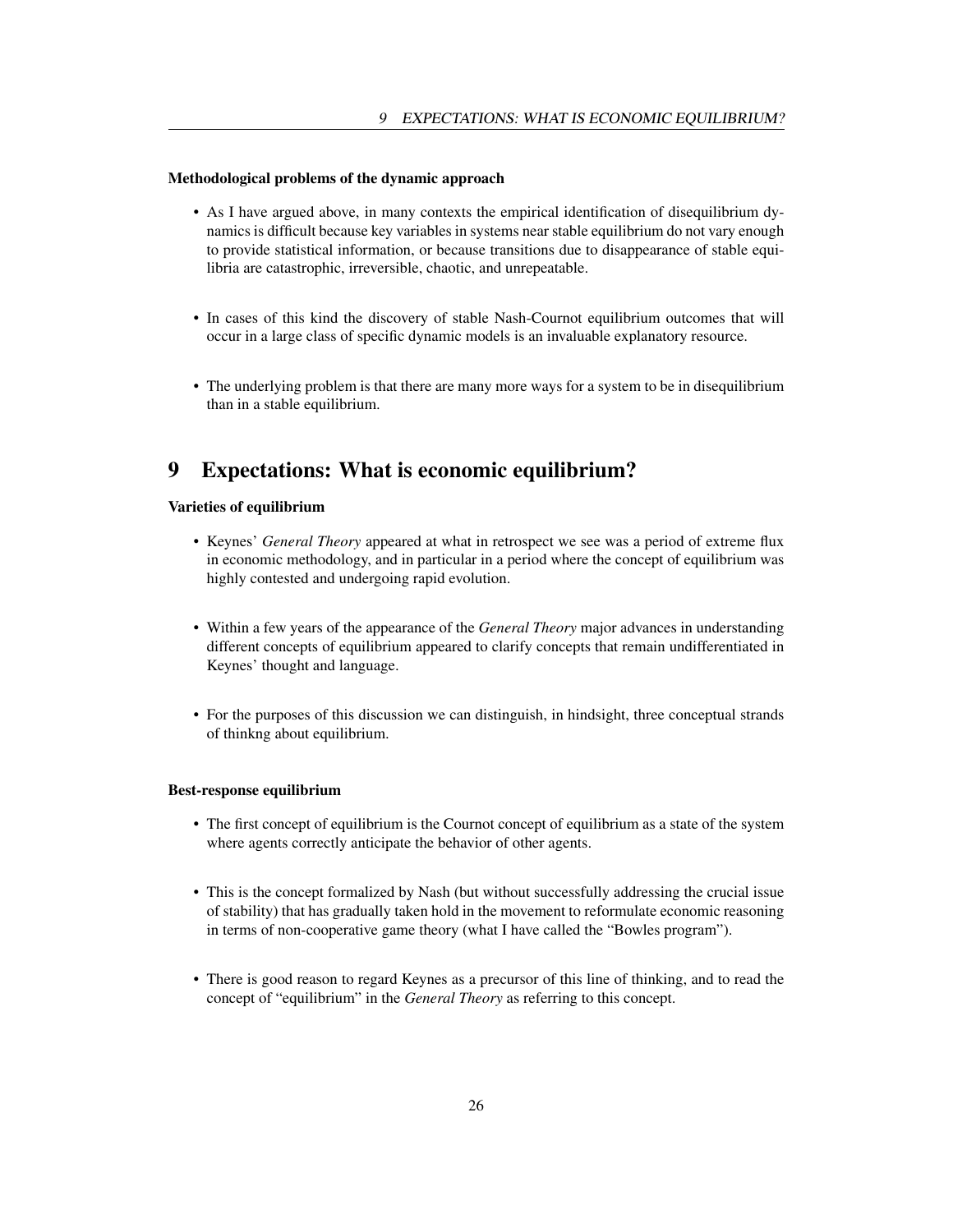#### Methodological problems of the dynamic approach

- As I have argued above, in many contexts the empirical identification of disequilibrium dynamics is difficult because key variables in systems near stable equilibrium do not vary enough to provide statistical information, or because transitions due to disappearance of stable equilibria are catastrophic, irreversible, chaotic, and unrepeatable.

- In cases of this kind the discovery of stable Nash-Cournot equilibrium outcomes that will occur in a large class of specific dynamic models is an invaluable explanatory resource.

- The underlying problem is that there are many more ways for a system to be in disequilibrium than in a stable equilibrium.

## 9 Expectations: What is economic equilibrium?

#### Varieties of equilibrium

- Keynes' *General Theory* appeared at what in retrospect we see was a period of extreme flux in economic methodology, and in particular in a period where the concept of equilibrium was highly contested and undergoing rapid evolution.

- Within a few years of the appearance of the *General Theory* major advances in understanding different concepts of equilibrium appeared to clarify concepts that remain undifferentiated in Keynes' thought and language.

- For the purposes of this discussion we can distinguish, in hindsight, three conceptual strands of thinkng about equilibrium.

#### Best-response equilibrium

- The first concept of equilibrium is the Cournot concept of equilibrium as a state of the system where agents correctly anticipate the behavior of other agents.

- This is the concept formalized by Nash (but without successfully addressing the crucial issue of stability) that has gradually taken hold in the movement to reformulate economic reasoning in terms of non-cooperative game theory (what I have called the "Bowles program").

- There is good reason to regard Keynes as a precursor of this line of thinking, and to read the concept of "equilibrium" in the *General Theory* as referring to this concept.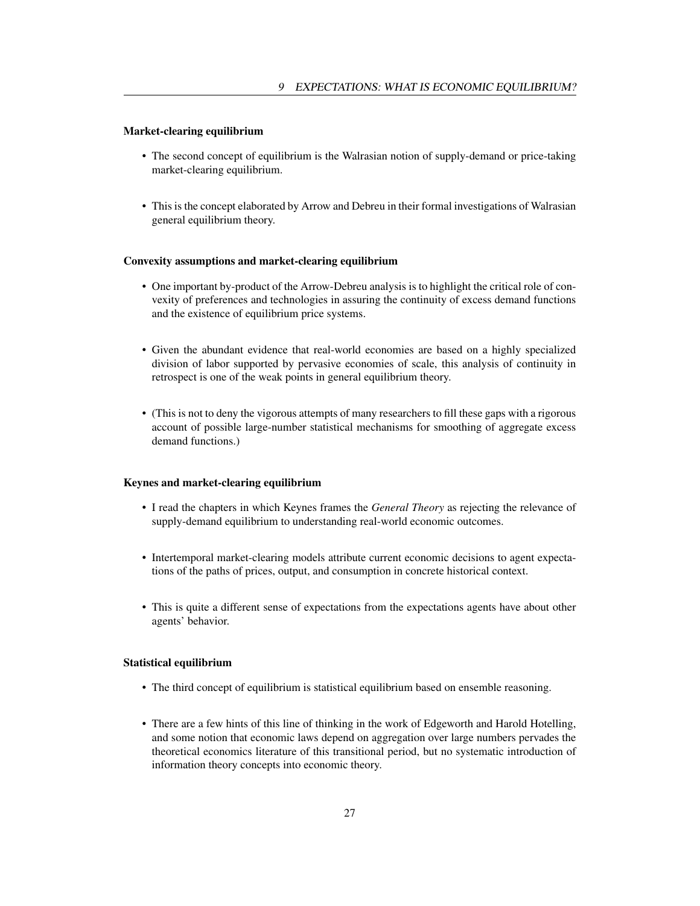### Market-clearing equilibrium

- The second concept of equilibrium is the Walrasian notion of supply-demand or price-taking market-clearing equilibrium.
- This is the concept elaborated by Arrow and Debreu in their formal investigations of Walrasian general equilibrium theory.

### Convexity assumptions and market-clearing equilibrium

- One important by-product of the Arrow-Debreu analysis is to highlight the critical role of convexity of preferences and technologies in assuring the continuity of excess demand functions and the existence of equilibrium price systems.
- Given the abundant evidence that real-world economies are based on a highly specialized division of labor supported by pervasive economies of scale, this analysis of continuity in retrospect is one of the weak points in general equilibrium theory.
- (This is not to deny the vigorous attempts of many researchers to fill these gaps with a rigorous account of possible large-number statistical mechanisms for smoothing of aggregate excess demand functions.)

### Keynes and market-clearing equilibrium

- I read the chapters in which Keynes frames the *General Theory* as rejecting the relevance of supply-demand equilibrium to understanding real-world economic outcomes.
- Intertemporal market-clearing models attribute current economic decisions to agent expectations of the paths of prices, output, and consumption in concrete historical context.
- This is quite a different sense of expectations from the expectations agents have about other agents' behavior.

### Statistical equilibrium

- The third concept of equilibrium is statistical equilibrium based on ensemble reasoning.
- There are a few hints of this line of thinking in the work of Edgeworth and Harold Hotelling, and some notion that economic laws depend on aggregation over large numbers pervades the theoretical economics literature of this transitional period, but no systematic introduction of information theory concepts into economic theory.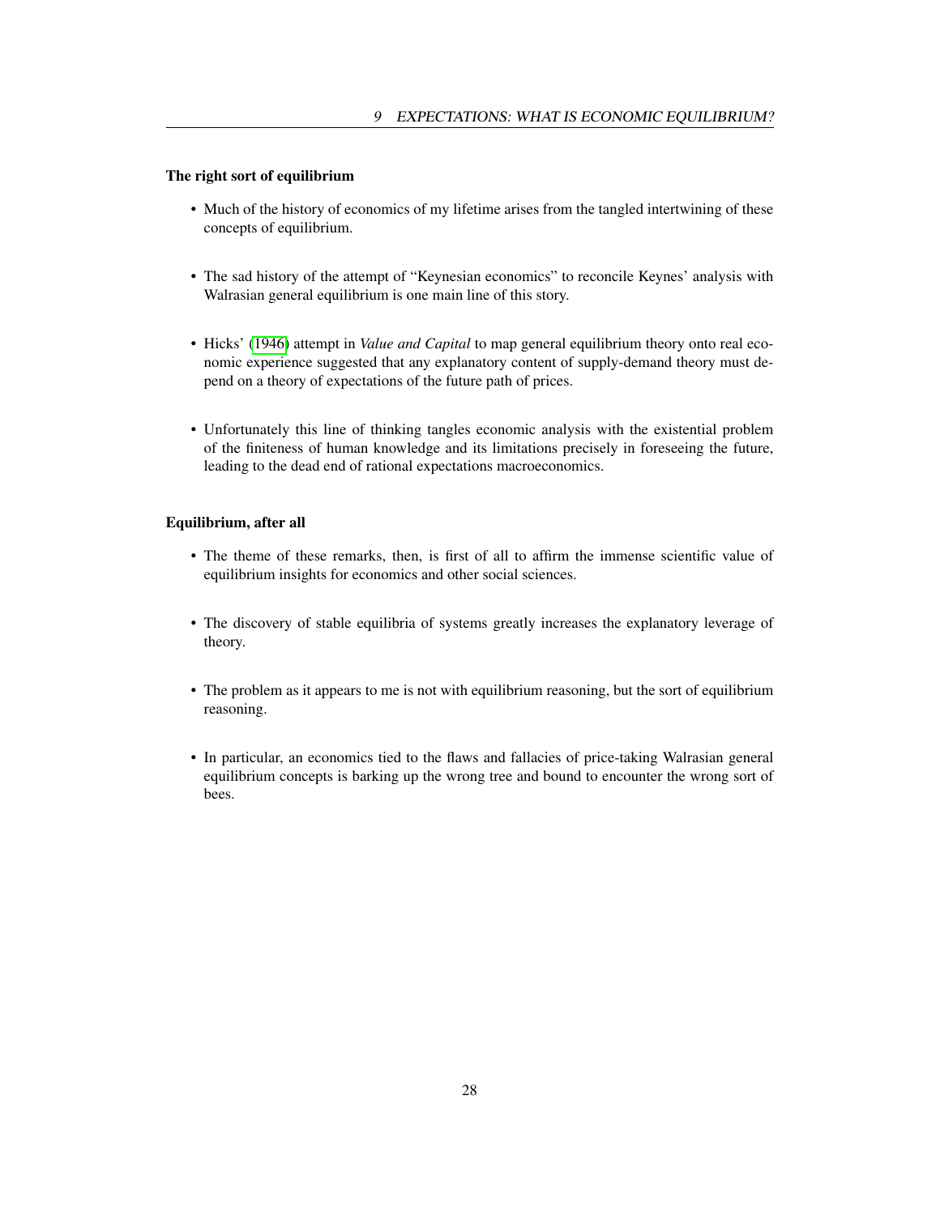### The right sort of equilibrium

- Much of the history of economics of my lifetime arises from the tangled intertwining of these concepts of equilibrium.

- The sad history of the attempt of "Keynesian economics" to reconcile Keynes' analysis with Walrasian general equilibrium is one main line of this story.

- Hicks' (1946) attempt in *Value and Capital* to map general equilibrium theory onto real economic experience suggested that any explanatory content of supply-demand theory must depend on a theory of expectations of the future path of prices.

- Unfortunately this line of thinking tangles economic analysis with the existential problem of the finiteness of human knowledge and its limitations precisely in foreseeing the future, leading to the dead end of rational expectations macroeconomics.

### Equilibrium, after all

- The theme of these remarks, then, is first of all to affirm the immense scientific value of equilibrium insights for economics and other social sciences.

- The discovery of stable equilibria of systems greatly increases the explanatory leverage of theory.

- The problem as it appears to me is not with equilibrium reasoning, but the sort of equilibrium reasoning.

- In particular, an economics tied to the flaws and fallacies of price-taking Walrasian general equilibrium concepts is barking up the wrong tree and bound to encounter the wrong sort of bees.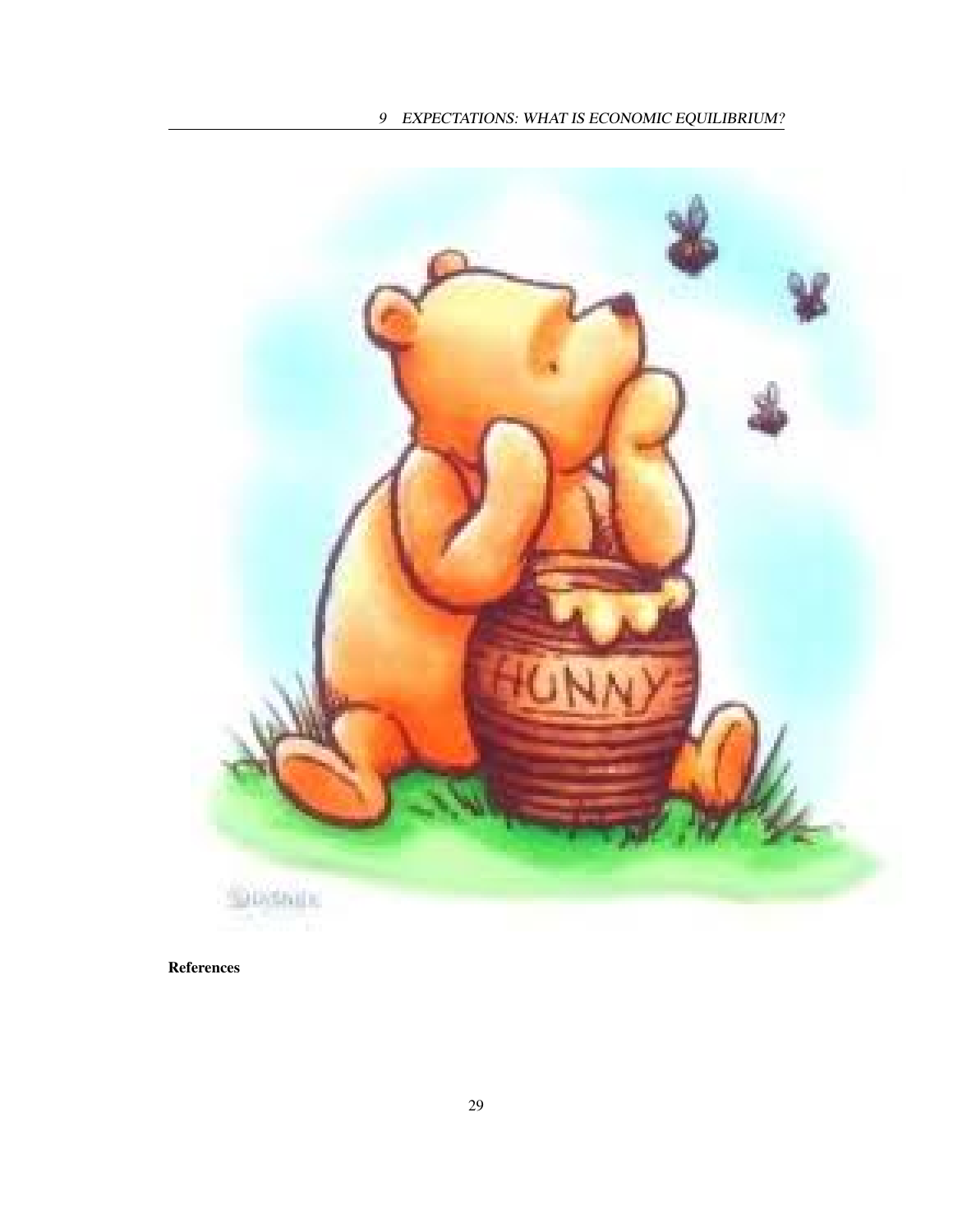**References**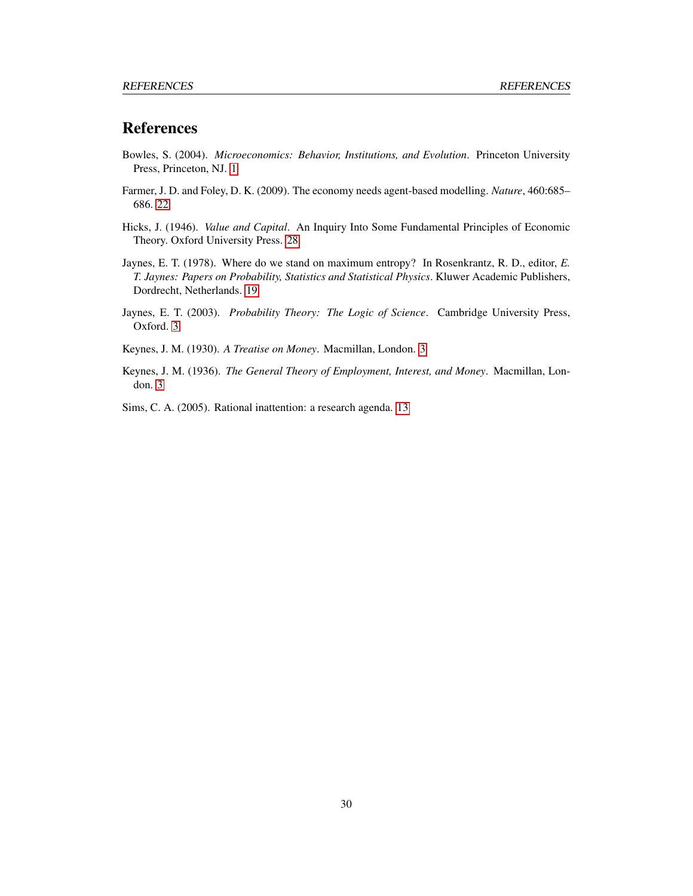# References

Bowles, S. (2004). *Microeconomics: Behavior, Institutions, and Evolution*. Princeton University Press, Princeton, NJ. 1

Farmer, J. D. and Foley, D. K. (2009). The economy needs agent-based modelling. *Nature*, 460:685–686. 22

Hicks, J. (1946). *Value and Capital*. An Inquiry Into Some Fundamental Principles of Economic Theory. Oxford University Press. 28

Jaynes, E. T. (1978). Where do we stand on maximum entropy? In Rosenkrantz, R. D., editor, *E. T. Jaynes: Papers on Probability, Statistics and Statistical Physics*. Kluwer Academic Publishers, Dordrecht, Netherlands. 19

Jaynes, E. T. (2003). *Probability Theory: The Logic of Science*. Cambridge University Press, Oxford. 3

Keynes, J. M. (1930). *A Treatise on Money*. Macmillan, London. 3

Keynes, J. M. (1936). *The General Theory of Employment, Interest, and Money*. Macmillan, London. 3

Sims, C. A. (2005). Rational inattention: a research agenda. 13